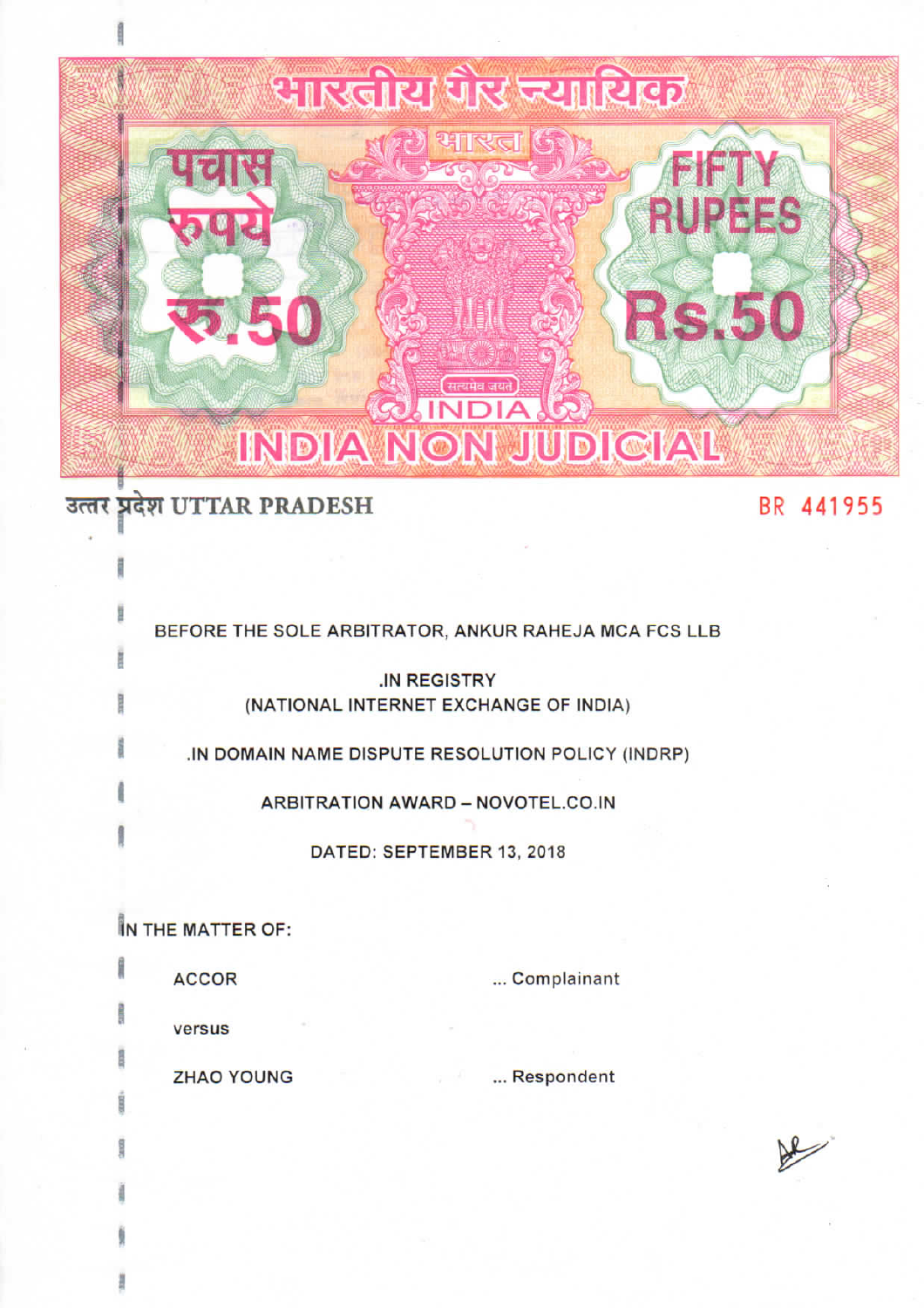भारतीय गैर न्यायिक

भारत

पचास रुपये रु.50

FIFTY RUPEES Rs.50

सत्यमेव जयते

INDIA

INDIA NON JUDICIAL

उत्तर प्रदेश UTTAR PRADESH

BR 441955

BEFORE THE SOLE ARBITRATOR, ANKUR RAHEJA MCA FCS LLB

.IN REGISTRY
(NATIONAL INTERNET EXCHANGE OF INDIA)

.IN DOMAIN NAME DISPUTE RESOLUTION POLICY (INDRP)

ARBITRATION AWARD – NOVOTEL.CO.IN

DATED: SEPTEMBER 13, 2018

IN THE MATTER OF:

ACCOR ... Complainant

versus

ZHAO YOUNG ... Respondent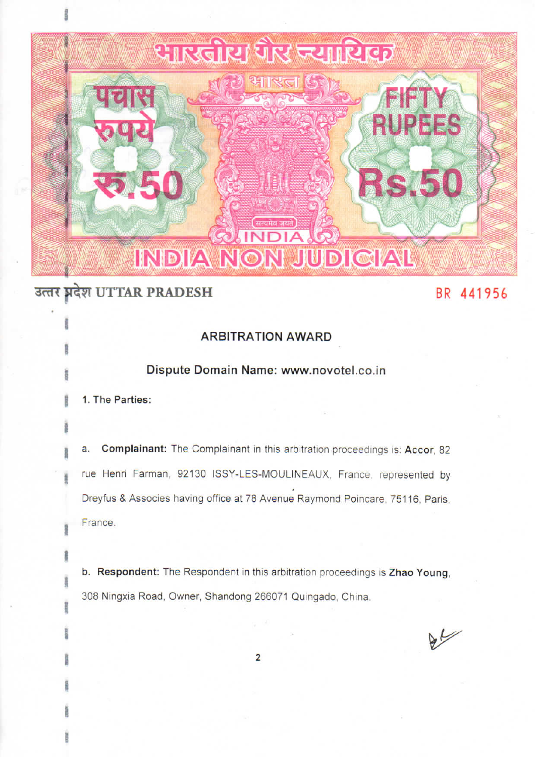भारतीय गैर न्यायिक

भारत

पचास रुपये रु.50

FIFTY RUPEES Rs.50

सत्यमेव जयते

INDIA

INDIA NON JUDICIAL

उत्तर प्रदेश UTTAR PRADESH

BR 441956

## ARBITRATION AWARD

**Dispute Domain Name: www.novotel.co.in**

**1. The Parties:**

a. **Complainant:** The Complainant in this arbitration proceedings is: **Accor**, 82 rue Henri Farman, 92130 ISSY-LES-MOULINEAUX, France, represented by Dreyfus & Associes having office at 78 Avenue Raymond Poincare, 75116, Paris, France.

b. **Respondent:** The Respondent in this arbitration proceedings is **Zhao Young**, 308 Ningxia Road, Owner, Shandong 266071 Quingado, China.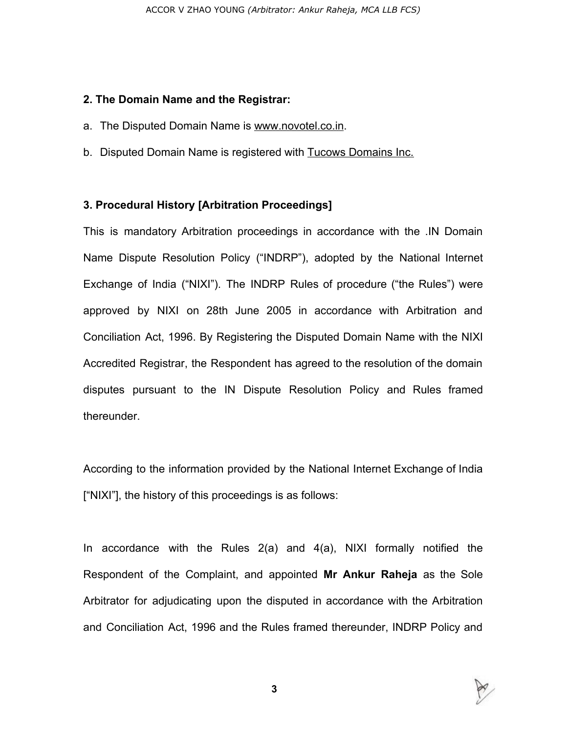## 2. The Domain Name and the Registrar:

a. The Disputed Domain Name is www.novotel.co.in.

b. Disputed Domain Name is registered with Tucows Domains Inc.

## 3. Procedural History [Arbitration Proceedings]

This is mandatory Arbitration proceedings in accordance with the .IN Domain Name Dispute Resolution Policy ("INDRP"), adopted by the National Internet Exchange of India ("NIXI"). The INDRP Rules of procedure ("the Rules") were approved by NIXI on 28th June 2005 in accordance with Arbitration and Conciliation Act, 1996. By Registering the Disputed Domain Name with the NIXI Accredited Registrar, the Respondent has agreed to the resolution of the domain disputes pursuant to the IN Dispute Resolution Policy and Rules framed thereunder.

According to the information provided by the National Internet Exchange of India ["NIXI"], the history of this proceedings is as follows:

In accordance with the Rules 2(a) and 4(a), NIXI formally notified the Respondent of the Complaint, and appointed **Mr Ankur Raheja** as the Sole Arbitrator for adjudicating upon the disputed in accordance with the Arbitration and Conciliation Act, 1996 and the Rules framed thereunder, INDRP Policy and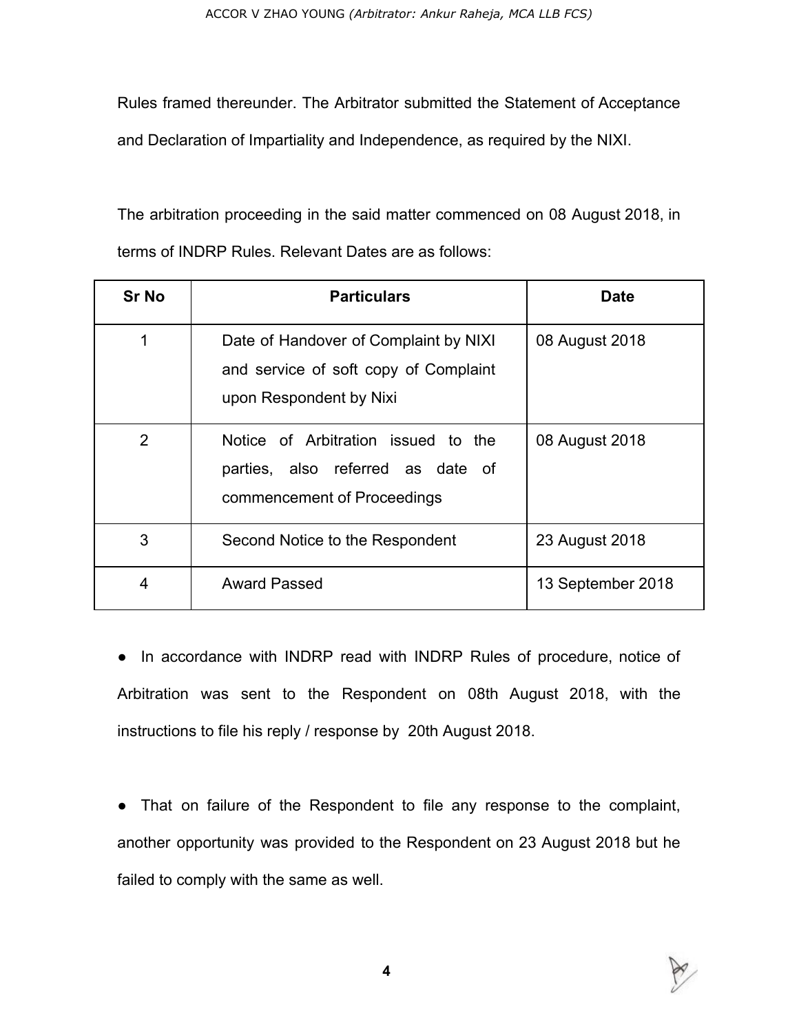Rules framed thereunder. The Arbitrator submitted the Statement of Acceptance and Declaration of Impartiality and Independence, as required by the NIXI.

The arbitration proceeding in the said matter commenced on 08 August 2018, in terms of INDRP Rules. Relevant Dates are as follows:

| Sr No | Particulars | Date |
|---|---|---|
| 1 | Date of Handover of Complaint by NIXI and service of soft copy of Complaint upon Respondent by Nixi | 08 August 2018 |
| 2 | Notice of Arbitration issued to the parties, also referred as date of commencement of Proceedings | 08 August 2018 |
| 3 | Second Notice to the Respondent | 23 August 2018 |
| 4 | Award Passed | 13 September 2018 |

- In accordance with INDRP read with INDRP Rules of procedure, notice of Arbitration was sent to the Respondent on 08th August 2018, with the instructions to file his reply / response by 20th August 2018.

- That on failure of the Respondent to file any response to the complaint, another opportunity was provided to the Respondent on 23 August 2018 but he failed to comply with the same as well.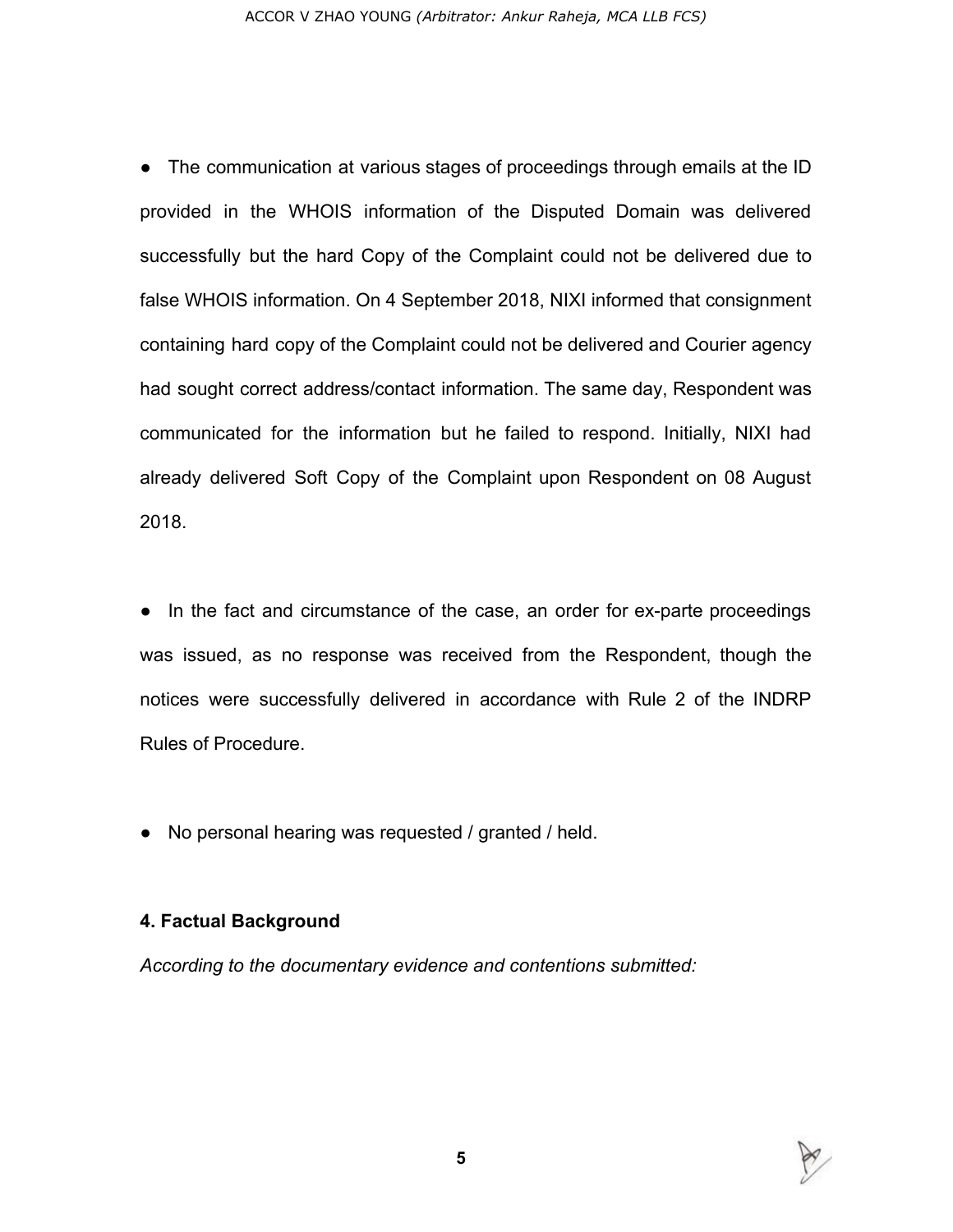- The communication at various stages of proceedings through emails at the ID provided in the WHOIS information of the Disputed Domain was delivered successfully but the hard Copy of the Complaint could not be delivered due to false WHOIS information. On 4 September 2018, NIXI informed that consignment containing hard copy of the Complaint could not be delivered and Courier agency had sought correct address/contact information. The same day, Respondent was communicated for the information but he failed to respond. Initially, NIXI had already delivered Soft Copy of the Complaint upon Respondent on 08 August 2018.

- In the fact and circumstance of the case, an order for ex-parte proceedings was issued, as no response was received from the Respondent, though the notices were successfully delivered in accordance with Rule 2 of the INDRP Rules of Procedure.

- No personal hearing was requested / granted / held.

**4. Factual Background**

*According to the documentary evidence and contentions submitted:*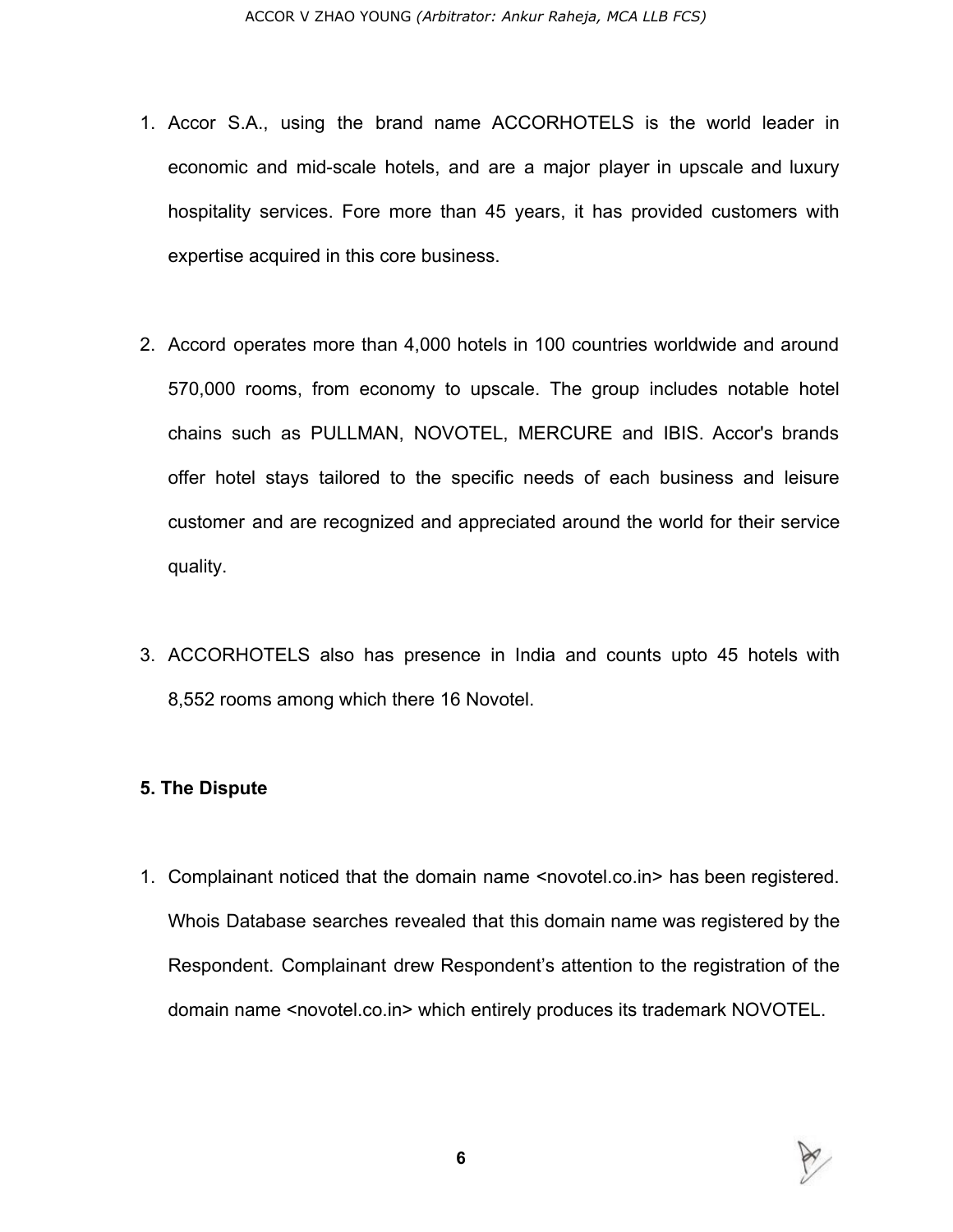1. Accor S.A., using the brand name ACCORHOTELS is the world leader in economic and mid-scale hotels, and are a major player in upscale and luxury hospitality services. Fore more than 45 years, it has provided customers with expertise acquired in this core business.

2. Accord operates more than 4,000 hotels in 100 countries worldwide and around 570,000 rooms, from economy to upscale. The group includes notable hotel chains such as PULLMAN, NOVOTEL, MERCURE and IBIS. Accor's brands offer hotel stays tailored to the specific needs of each business and leisure customer and are recognized and appreciated around the world for their service quality.

3. ACCORHOTELS also has presence in India and counts upto 45 hotels with 8,552 rooms among which there 16 Novotel.

**5. The Dispute**

1. Complainant noticed that the domain name <novotel.co.in> has been registered. Whois Database searches revealed that this domain name was registered by the Respondent. Complainant drew Respondent's attention to the registration of the domain name <novotel.co.in> which entirely produces its trademark NOVOTEL.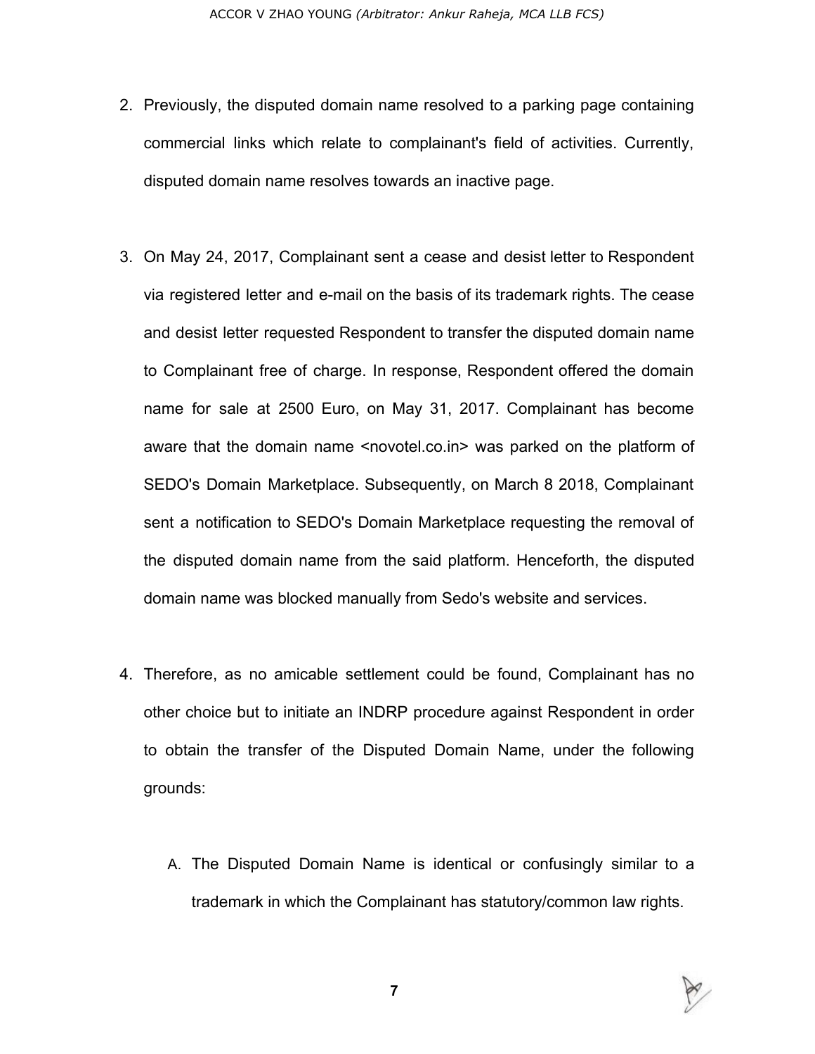2. Previously, the disputed domain name resolved to a parking page containing commercial links which relate to complainant's field of activities. Currently, disputed domain name resolves towards an inactive page.

3. On May 24, 2017, Complainant sent a cease and desist letter to Respondent via registered letter and e-mail on the basis of its trademark rights. The cease and desist letter requested Respondent to transfer the disputed domain name to Complainant free of charge. In response, Respondent offered the domain name for sale at 2500 Euro, on May 31, 2017. Complainant has become aware that the domain name <novotel.co.in> was parked on the platform of SEDO's Domain Marketplace. Subsequently, on March 8 2018, Complainant sent a notification to SEDO's Domain Marketplace requesting the removal of the disputed domain name from the said platform. Henceforth, the disputed domain name was blocked manually from Sedo's website and services.

4. Therefore, as no amicable settlement could be found, Complainant has no other choice but to initiate an INDRP procedure against Respondent in order to obtain the transfer of the Disputed Domain Name, under the following grounds:

   A. The Disputed Domain Name is identical or confusingly similar to a trademark in which the Complainant has statutory/common law rights.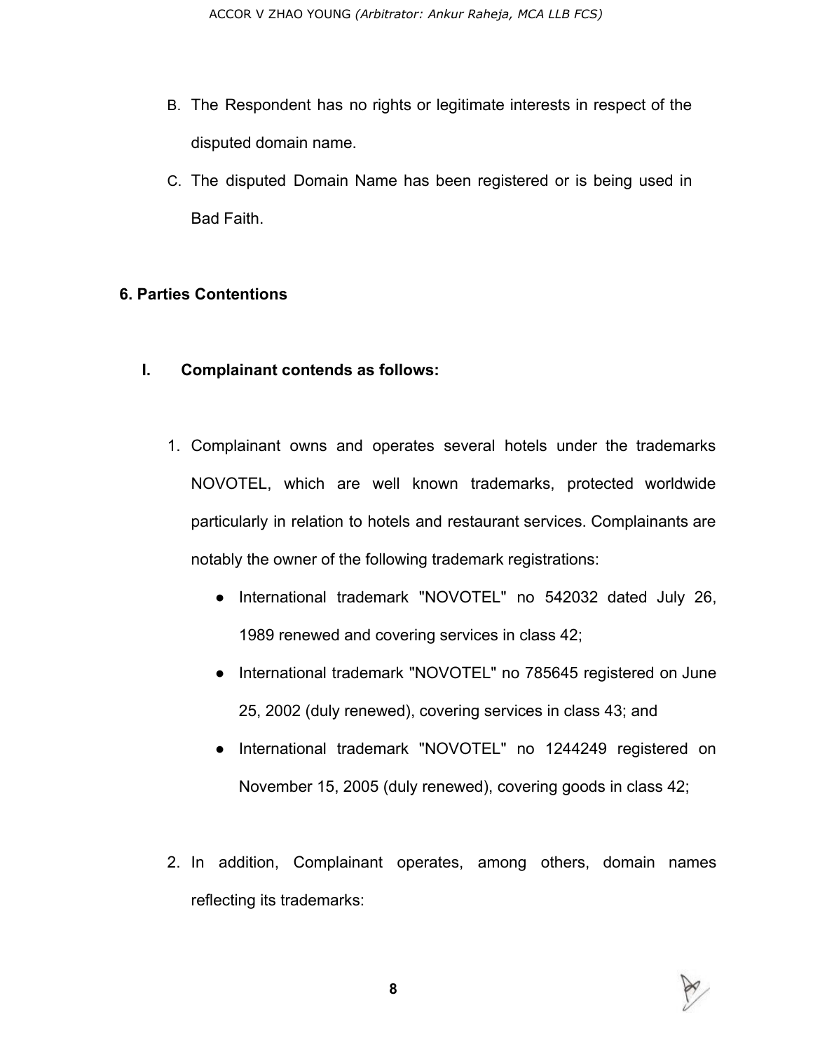B. The Respondent has no rights or legitimate interests in respect of the disputed domain name.

C. The disputed Domain Name has been registered or is being used in Bad Faith.

## 6. Parties Contentions

### I. Complainant contends as follows:

1. Complainant owns and operates several hotels under the trademarks NOVOTEL, which are well known trademarks, protected worldwide particularly in relation to hotels and restaurant services. Complainants are notably the owner of the following trademark registrations:
   - International trademark "NOVOTEL" no 542032 dated July 26, 1989 renewed and covering services in class 42;
   - International trademark "NOVOTEL" no 785645 registered on June 25, 2002 (duly renewed), covering services in class 43; and
   - International trademark "NOVOTEL" no 1244249 registered on November 15, 2005 (duly renewed), covering goods in class 42;

2. In addition, Complainant operates, among others, domain names reflecting its trademarks: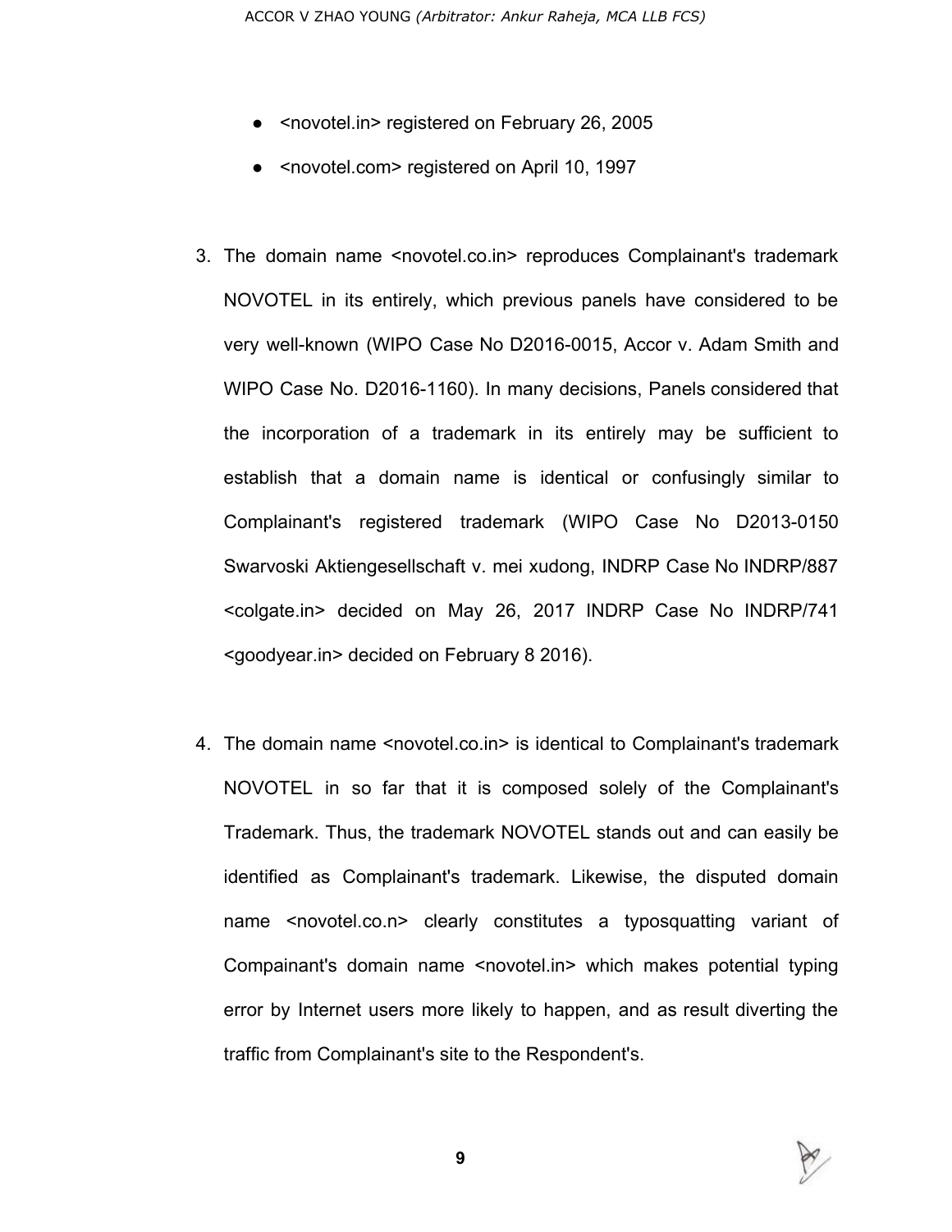- <novotel.in> registered on February 26, 2005
- <novotel.com> registered on April 10, 1997

3. The domain name <novotel.co.in> reproduces Complainant's trademark NOVOTEL in its entirely, which previous panels have considered to be very well-known (WIPO Case No D2016-0015, Accor v. Adam Smith and WIPO Case No. D2016-1160). In many decisions, Panels considered that the incorporation of a trademark in its entirely may be sufficient to establish that a domain name is identical or confusingly similar to Complainant's registered trademark (WIPO Case No D2013-0150 Swarvoski Aktiengesellschaft v. mei xudong, INDRP Case No INDRP/887 <colgate.in> decided on May 26, 2017 INDRP Case No INDRP/741 <goodyear.in> decided on February 8 2016).

4. The domain name <novotel.co.in> is identical to Complainant's trademark NOVOTEL in so far that it is composed solely of the Complainant's Trademark. Thus, the trademark NOVOTEL stands out and can easily be identified as Complainant's trademark. Likewise, the disputed domain name <novotel.co.n> clearly constitutes a typosquatting variant of Compainant's domain name <novotel.in> which makes potential typing error by Internet users more likely to happen, and as result diverting the traffic from Complainant's site to the Respondent's.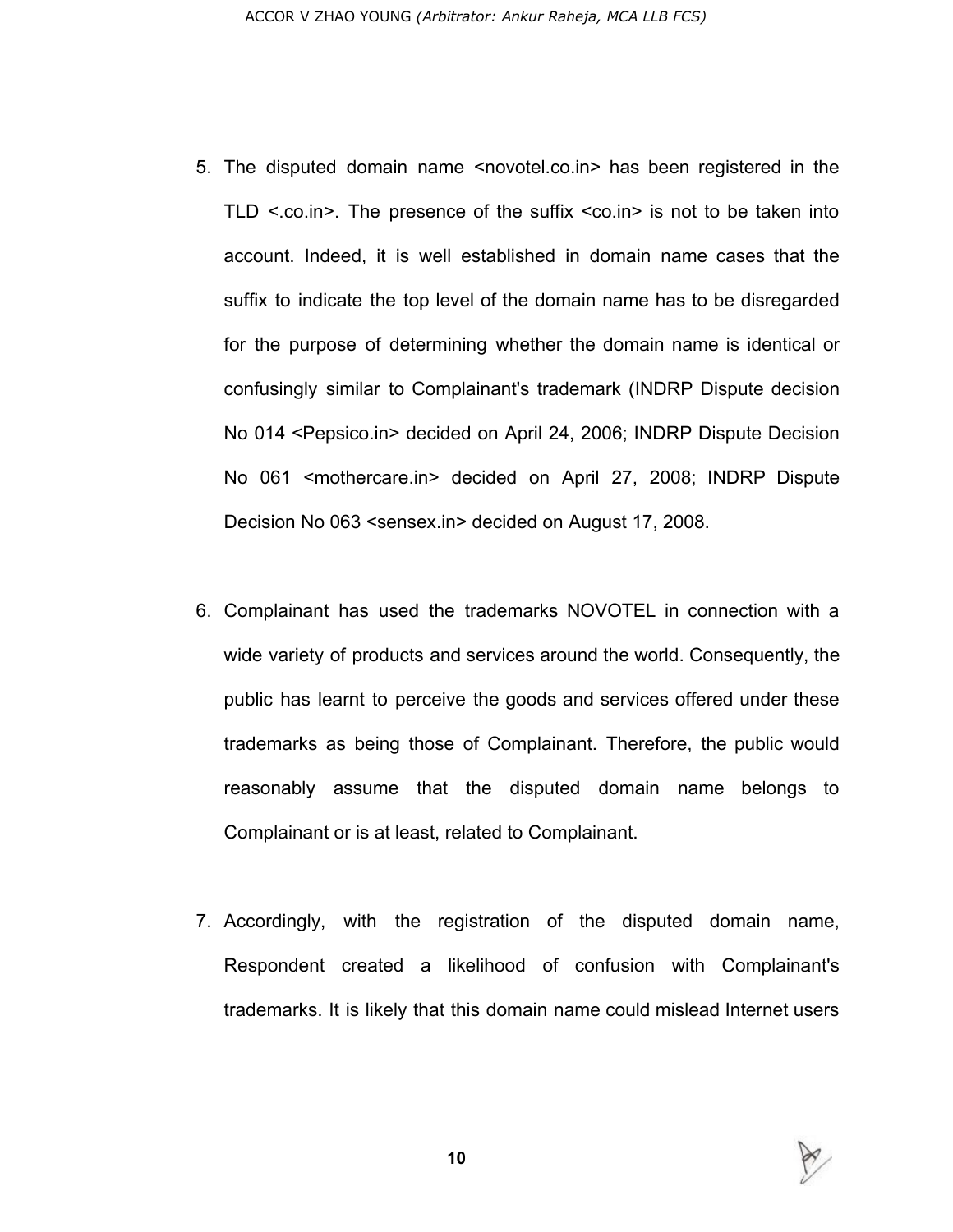5. The disputed domain name <novotel.co.in> has been registered in the TLD <.co.in>. The presence of the suffix <co.in> is not to be taken into account. Indeed, it is well established in domain name cases that the suffix to indicate the top level of the domain name has to be disregarded for the purpose of determining whether the domain name is identical or confusingly similar to Complainant's trademark (INDRP Dispute decision No 014 <Pepsico.in> decided on April 24, 2006; INDRP Dispute Decision No 061 <mothercare.in> decided on April 27, 2008; INDRP Dispute Decision No 063 <sensex.in> decided on August 17, 2008.

6. Complainant has used the trademarks NOVOTEL in connection with a wide variety of products and services around the world. Consequently, the public has learnt to perceive the goods and services offered under these trademarks as being those of Complainant. Therefore, the public would reasonably assume that the disputed domain name belongs to Complainant or is at least, related to Complainant.

7. Accordingly, with the registration of the disputed domain name, Respondent created a likelihood of confusion with Complainant's trademarks. It is likely that this domain name could mislead Internet users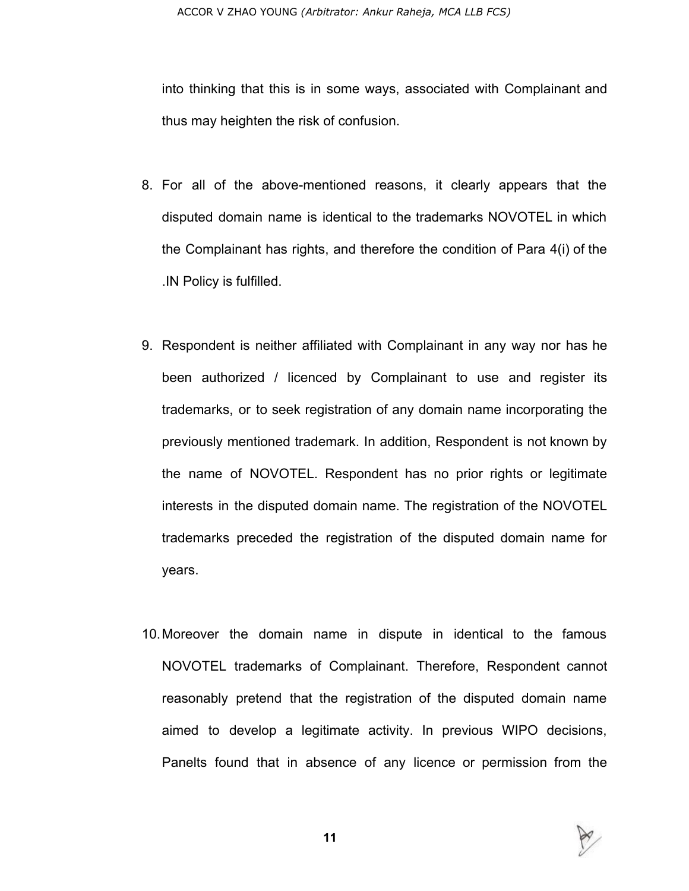into thinking that this is in some ways, associated with Complainant and thus may heighten the risk of confusion.

8. For all of the above-mentioned reasons, it clearly appears that the disputed domain name is identical to the trademarks NOVOTEL in which the Complainant has rights, and therefore the condition of Para 4(i) of the .IN Policy is fulfilled.

9. Respondent is neither affiliated with Complainant in any way nor has he been authorized / licenced by Complainant to use and register its trademarks, or to seek registration of any domain name incorporating the previously mentioned trademark. In addition, Respondent is not known by the name of NOVOTEL. Respondent has no prior rights or legitimate interests in the disputed domain name. The registration of the NOVOTEL trademarks preceded the registration of the disputed domain name for years.

10. Moreover the domain name in dispute in identical to the famous NOVOTEL trademarks of Complainant. Therefore, Respondent cannot reasonably pretend that the registration of the disputed domain name aimed to develop a legitimate activity. In previous WIPO decisions, Panelts found that in absence of any licence or permission from the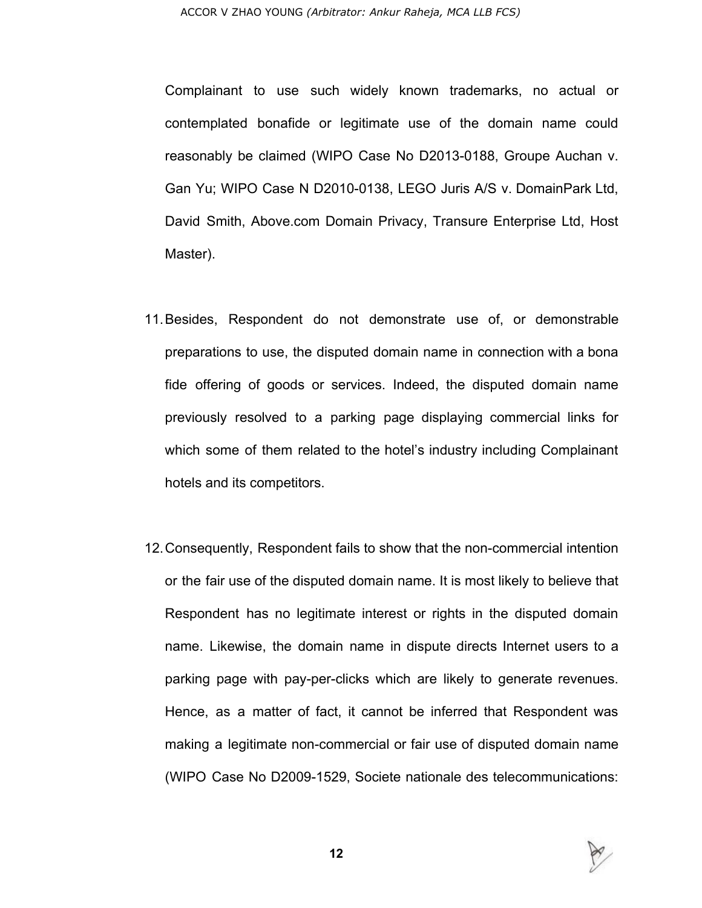Complainant to use such widely known trademarks, no actual or contemplated bonafide or legitimate use of the domain name could reasonably be claimed (WIPO Case No D2013-0188, Groupe Auchan v. Gan Yu; WIPO Case N D2010-0138, LEGO Juris A/S v. DomainPark Ltd, David Smith, Above.com Domain Privacy, Transure Enterprise Ltd, Host Master).

11. Besides, Respondent do not demonstrate use of, or demonstrable preparations to use, the disputed domain name in connection with a bona fide offering of goods or services. Indeed, the disputed domain name previously resolved to a parking page displaying commercial links for which some of them related to the hotel's industry including Complainant hotels and its competitors.

12. Consequently, Respondent fails to show that the non-commercial intention or the fair use of the disputed domain name. It is most likely to believe that Respondent has no legitimate interest or rights in the disputed domain name. Likewise, the domain name in dispute directs Internet users to a parking page with pay-per-clicks which are likely to generate revenues. Hence, as a matter of fact, it cannot be inferred that Respondent was making a legitimate non-commercial or fair use of disputed domain name (WIPO Case No D2009-1529, Societe nationale des telecommunications: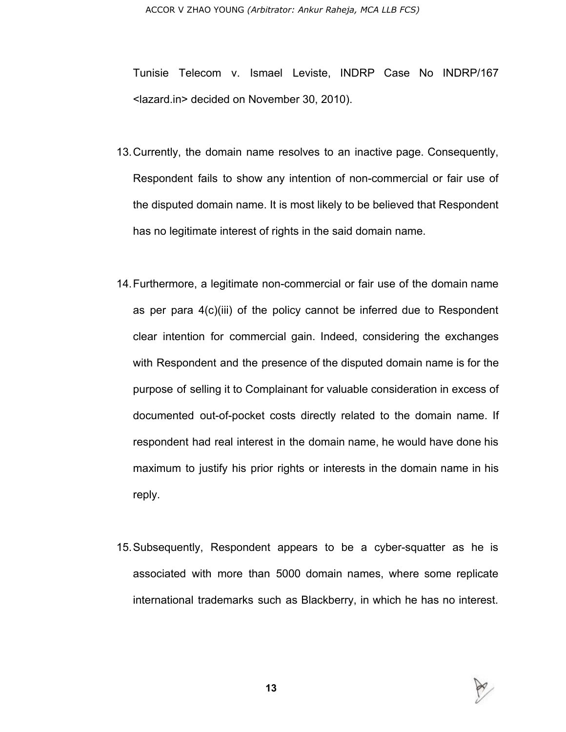Tunisie Telecom v. Ismael Leviste, INDRP Case No INDRP/167 <lazard.in> decided on November 30, 2010).

13. Currently, the domain name resolves to an inactive page. Consequently, Respondent fails to show any intention of non-commercial or fair use of the disputed domain name. It is most likely to be believed that Respondent has no legitimate interest of rights in the said domain name.

14. Furthermore, a legitimate non-commercial or fair use of the domain name as per para 4(c)(iii) of the policy cannot be inferred due to Respondent clear intention for commercial gain. Indeed, considering the exchanges with Respondent and the presence of the disputed domain name is for the purpose of selling it to Complainant for valuable consideration in excess of documented out-of-pocket costs directly related to the domain name. If respondent had real interest in the domain name, he would have done his maximum to justify his prior rights or interests in the domain name in his reply.

15. Subsequently, Respondent appears to be a cyber-squatter as he is associated with more than 5000 domain names, where some replicate international trademarks such as Blackberry, in which he has no interest.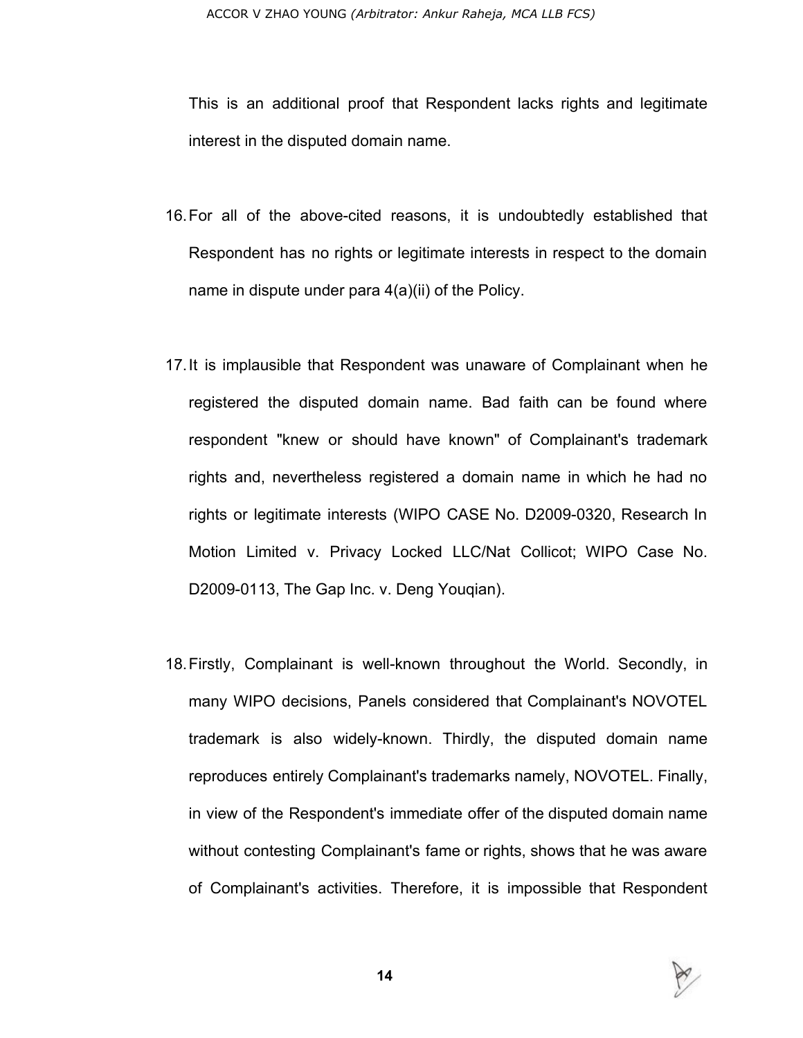This is an additional proof that Respondent lacks rights and legitimate interest in the disputed domain name.

16. For all of the above-cited reasons, it is undoubtedly established that Respondent has no rights or legitimate interests in respect to the domain name in dispute under para 4(a)(ii) of the Policy.

17. It is implausible that Respondent was unaware of Complainant when he registered the disputed domain name. Bad faith can be found where respondent "knew or should have known" of Complainant's trademark rights and, nevertheless registered a domain name in which he had no rights or legitimate interests (WIPO CASE No. D2009-0320, Research In Motion Limited v. Privacy Locked LLC/Nat Collicot; WIPO Case No. D2009-0113, The Gap Inc. v. Deng Youqian).

18. Firstly, Complainant is well-known throughout the World. Secondly, in many WIPO decisions, Panels considered that Complainant's NOVOTEL trademark is also widely-known. Thirdly, the disputed domain name reproduces entirely Complainant's trademarks namely, NOVOTEL. Finally, in view of the Respondent's immediate offer of the disputed domain name without contesting Complainant's fame or rights, shows that he was aware of Complainant's activities. Therefore, it is impossible that Respondent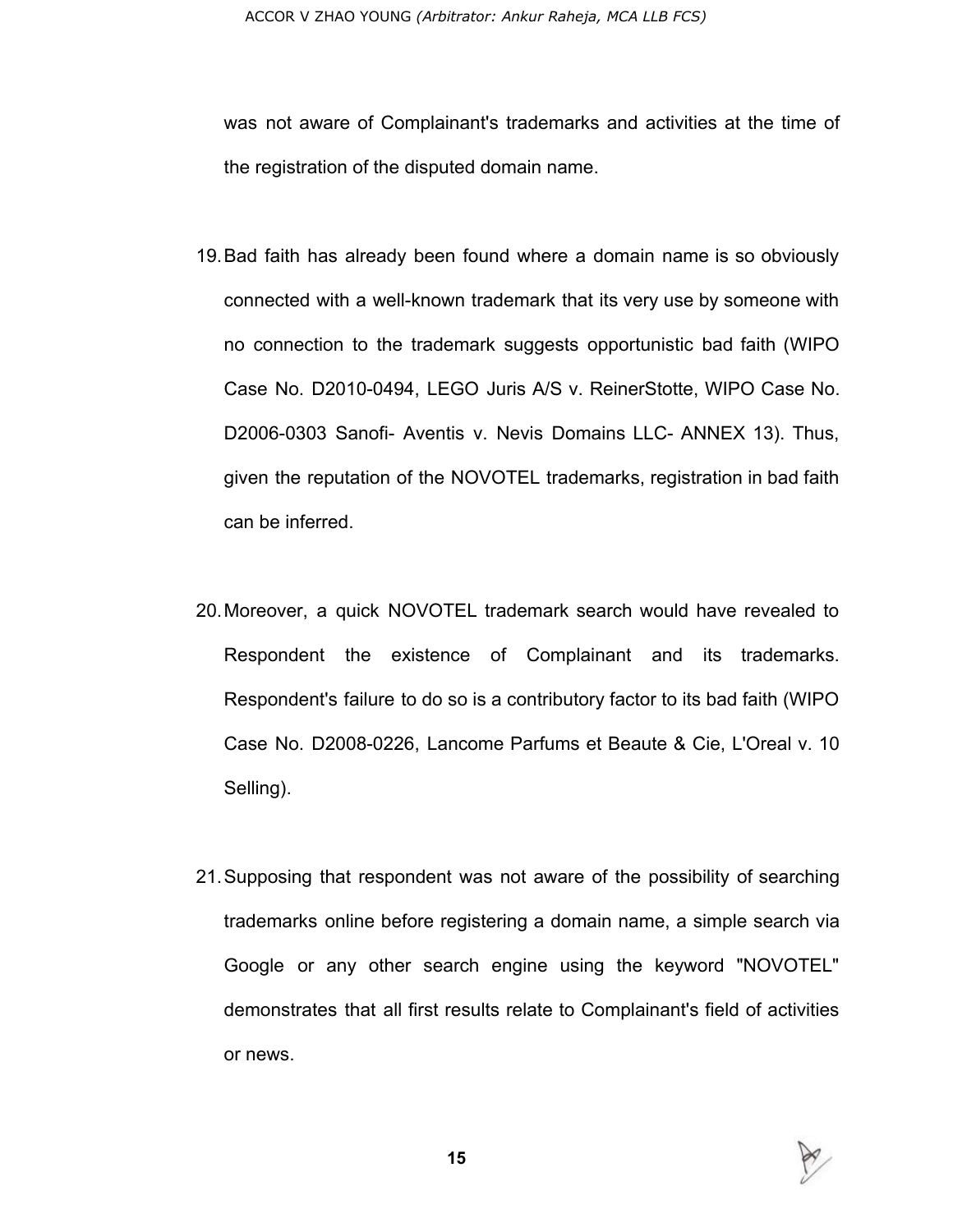was not aware of Complainant's trademarks and activities at the time of the registration of the disputed domain name.

19. Bad faith has already been found where a domain name is so obviously connected with a well-known trademark that its very use by someone with no connection to the trademark suggests opportunistic bad faith (WIPO Case No. D2010-0494, LEGO Juris A/S v. ReinerStotte, WIPO Case No. D2006-0303 Sanofi- Aventis v. Nevis Domains LLC- ANNEX 13). Thus, given the reputation of the NOVOTEL trademarks, registration in bad faith can be inferred.

20. Moreover, a quick NOVOTEL trademark search would have revealed to Respondent the existence of Complainant and its trademarks. Respondent's failure to do so is a contributory factor to its bad faith (WIPO Case No. D2008-0226, Lancome Parfums et Beaute & Cie, L'Oreal v. 10 Selling).

21. Supposing that respondent was not aware of the possibility of searching trademarks online before registering a domain name, a simple search via Google or any other search engine using the keyword "NOVOTEL" demonstrates that all first results relate to Complainant's field of activities or news.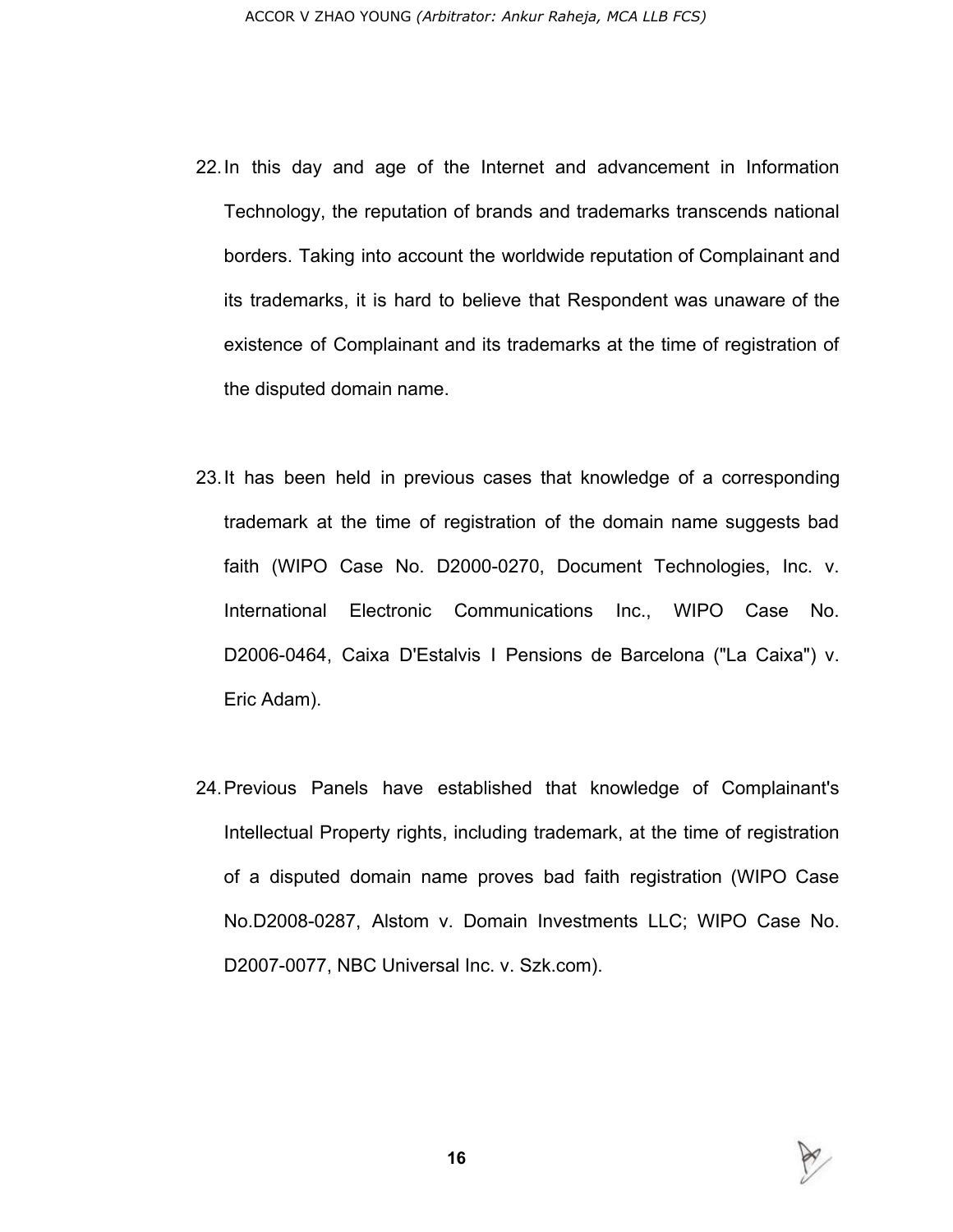22. In this day and age of the Internet and advancement in Information Technology, the reputation of brands and trademarks transcends national borders. Taking into account the worldwide reputation of Complainant and its trademarks, it is hard to believe that Respondent was unaware of the existence of Complainant and its trademarks at the time of registration of the disputed domain name.

23. It has been held in previous cases that knowledge of a corresponding trademark at the time of registration of the domain name suggests bad faith (WIPO Case No. D2000-0270, Document Technologies, Inc. v. International Electronic Communications Inc., WIPO Case No. D2006-0464, Caixa D'Estalvis I Pensions de Barcelona ("La Caixa") v. Eric Adam).

24. Previous Panels have established that knowledge of Complainant's Intellectual Property rights, including trademark, at the time of registration of a disputed domain name proves bad faith registration (WIPO Case No.D2008-0287, Alstom v. Domain Investments LLC; WIPO Case No. D2007-0077, NBC Universal Inc. v. Szk.com).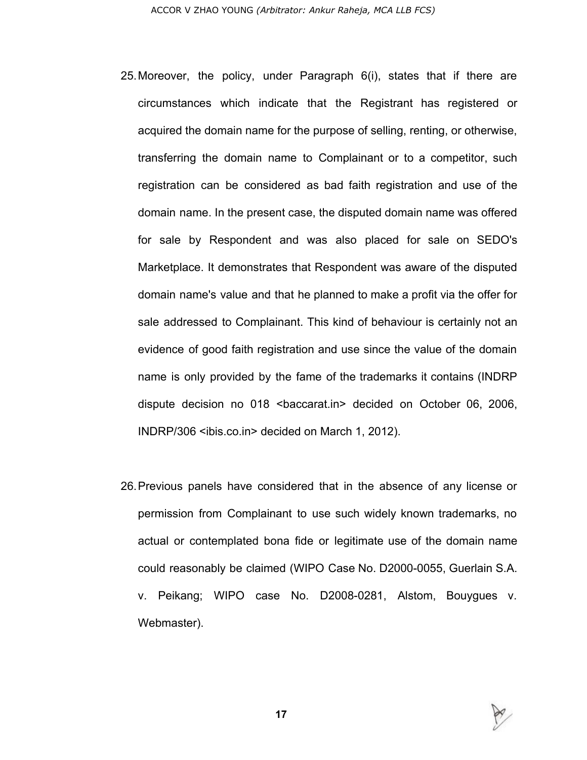25. Moreover, the policy, under Paragraph 6(i), states that if there are circumstances which indicate that the Registrant has registered or acquired the domain name for the purpose of selling, renting, or otherwise, transferring the domain name to Complainant or to a competitor, such registration can be considered as bad faith registration and use of the domain name. In the present case, the disputed domain name was offered for sale by Respondent and was also placed for sale on SEDO's Marketplace. It demonstrates that Respondent was aware of the disputed domain name's value and that he planned to make a profit via the offer for sale addressed to Complainant. This kind of behaviour is certainly not an evidence of good faith registration and use since the value of the domain name is only provided by the fame of the trademarks it contains (INDRP dispute decision no 018 <baccarat.in> decided on October 06, 2006, INDRP/306 <ibis.co.in> decided on March 1, 2012).

26. Previous panels have considered that in the absence of any license or permission from Complainant to use such widely known trademarks, no actual or contemplated bona fide or legitimate use of the domain name could reasonably be claimed (WIPO Case No. D2000-0055, Guerlain S.A. v. Peikang; WIPO case No. D2008-0281, Alstom, Bouygues v. Webmaster).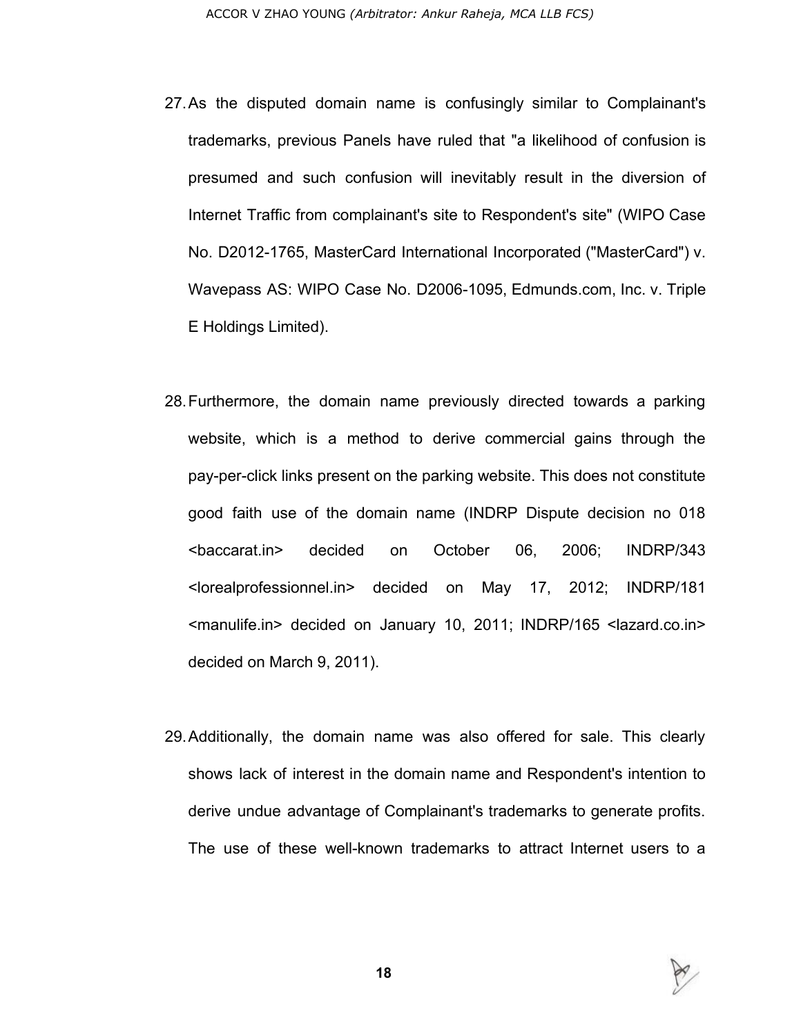27. As the disputed domain name is confusingly similar to Complainant's trademarks, previous Panels have ruled that "a likelihood of confusion is presumed and such confusion will inevitably result in the diversion of Internet Traffic from complainant's site to Respondent's site" (WIPO Case No. D2012-1765, MasterCard International Incorporated ("MasterCard") v. Wavepass AS: WIPO Case No. D2006-1095, Edmunds.com, Inc. v. Triple E Holdings Limited).

28. Furthermore, the domain name previously directed towards a parking website, which is a method to derive commercial gains through the pay-per-click links present on the parking website. This does not constitute good faith use of the domain name (INDRP Dispute decision no 018 <baccarat.in> decided on October 06, 2006; INDRP/343 <lorealprofessionnel.in> decided on May 17, 2012; INDRP/181 <manulife.in> decided on January 10, 2011; INDRP/165 <lazard.co.in> decided on March 9, 2011).

29. Additionally, the domain name was also offered for sale. This clearly shows lack of interest in the domain name and Respondent's intention to derive undue advantage of Complainant's trademarks to generate profits. The use of these well-known trademarks to attract Internet users to a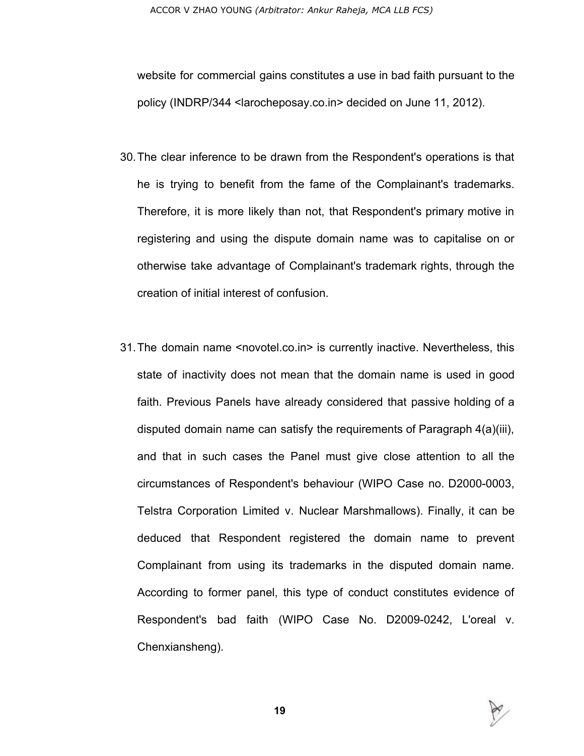website for commercial gains constitutes a use in bad faith pursuant to the policy (INDRP/344 <larocheposay.co.in> decided on June 11, 2012).

30. The clear inference to be drawn from the Respondent's operations is that he is trying to benefit from the fame of the Complainant's trademarks. Therefore, it is more likely than not, that Respondent's primary motive in registering and using the dispute domain name was to capitalise on or otherwise take advantage of Complainant's trademark rights, through the creation of initial interest of confusion.

31. The domain name <novotel.co.in> is currently inactive. Nevertheless, this state of inactivity does not mean that the domain name is used in good faith. Previous Panels have already considered that passive holding of a disputed domain name can satisfy the requirements of Paragraph 4(a)(iii), and that in such cases the Panel must give close attention to all the circumstances of Respondent's behaviour (WIPO Case no. D2000-0003, Telstra Corporation Limited v. Nuclear Marshmallows). Finally, it can be deduced that Respondent registered the domain name to prevent Complainant from using its trademarks in the disputed domain name. According to former panel, this type of conduct constitutes evidence of Respondent's bad faith (WIPO Case No. D2009-0242, L'oreal v. Chenxiansheng).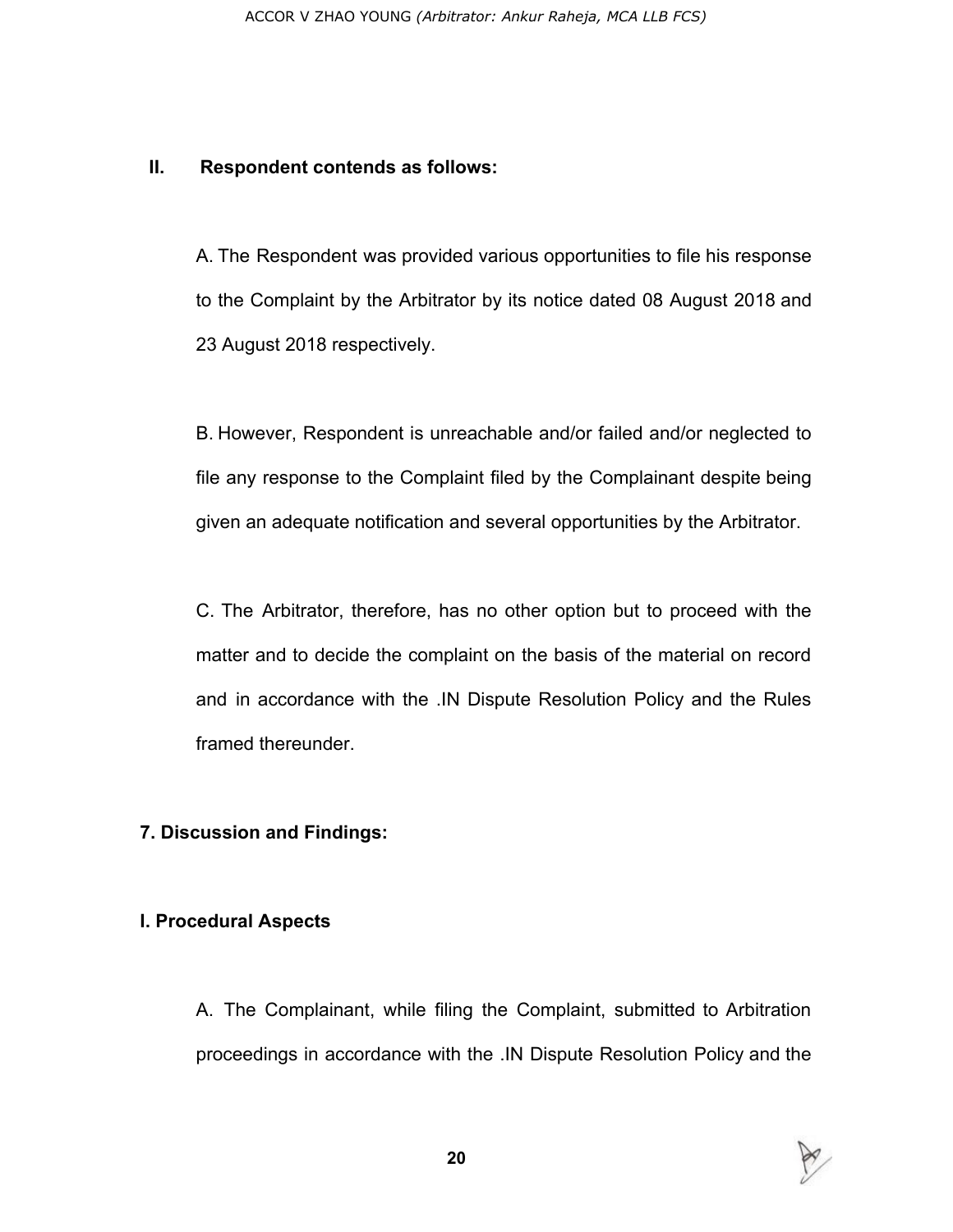## II. Respondent contends as follows:

A. The Respondent was provided various opportunities to file his response to the Complaint by the Arbitrator by its notice dated 08 August 2018 and 23 August 2018 respectively.

B. However, Respondent is unreachable and/or failed and/or neglected to file any response to the Complaint filed by the Complainant despite being given an adequate notification and several opportunities by the Arbitrator.

C. The Arbitrator, therefore, has no other option but to proceed with the matter and to decide the complaint on the basis of the material on record and in accordance with the .IN Dispute Resolution Policy and the Rules framed thereunder.

## 7. Discussion and Findings:

### I. Procedural Aspects

A. The Complainant, while filing the Complaint, submitted to Arbitration proceedings in accordance with the .IN Dispute Resolution Policy and the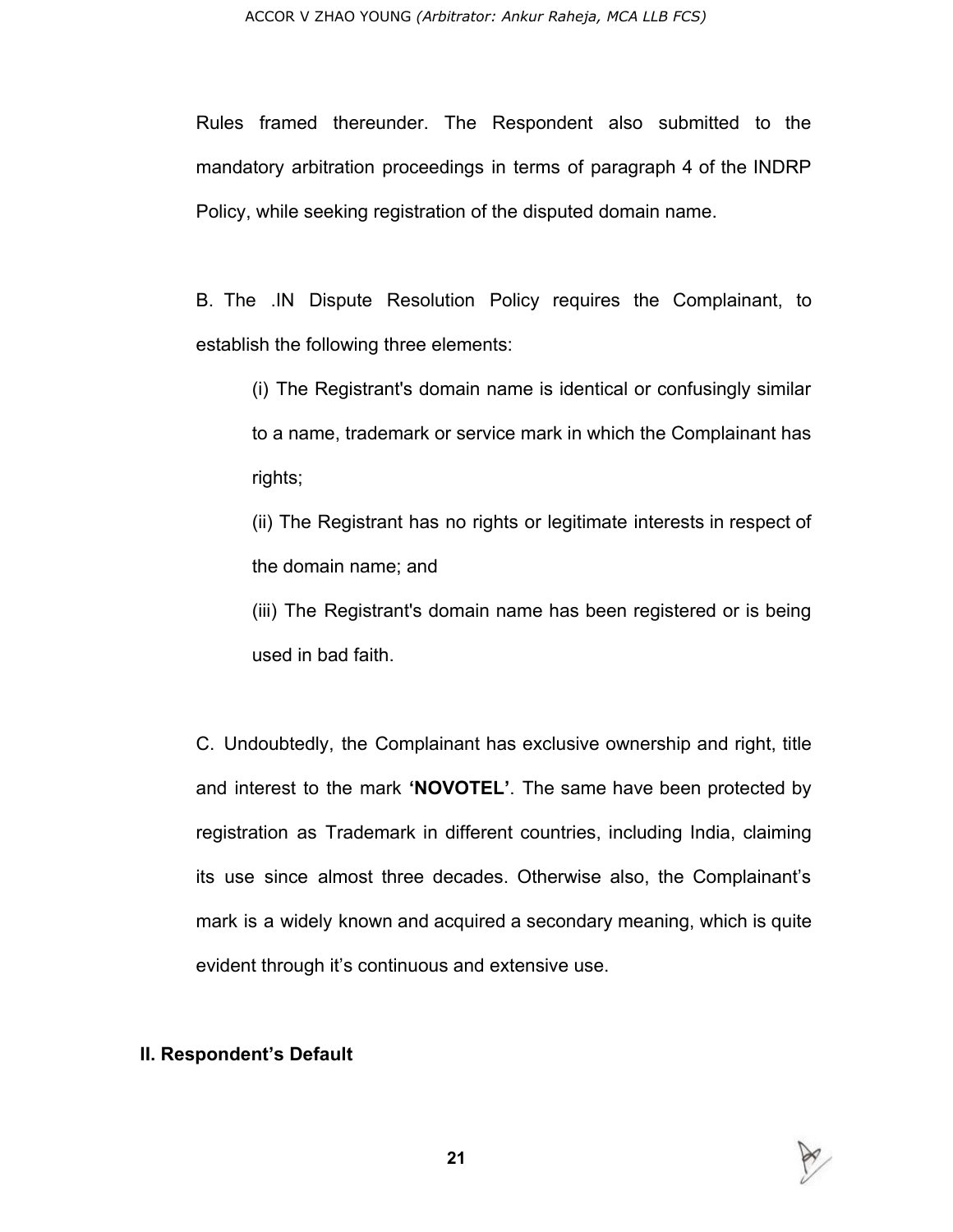Rules framed thereunder. The Respondent also submitted to the mandatory arbitration proceedings in terms of paragraph 4 of the INDRP Policy, while seeking registration of the disputed domain name.

B. The .IN Dispute Resolution Policy requires the Complainant, to establish the following three elements:

> (i) The Registrant's domain name is identical or confusingly similar to a name, trademark or service mark in which the Complainant has rights;
>
> (ii) The Registrant has no rights or legitimate interests in respect of the domain name; and
>
> (iii) The Registrant's domain name has been registered or is being used in bad faith.

C. Undoubtedly, the Complainant has exclusive ownership and right, title and interest to the mark **'NOVOTEL'**. The same have been protected by registration as Trademark in different countries, including India, claiming its use since almost three decades. Otherwise also, the Complainant's mark is a widely known and acquired a secondary meaning, which is quite evident through it's continuous and extensive use.

**II. Respondent's Default**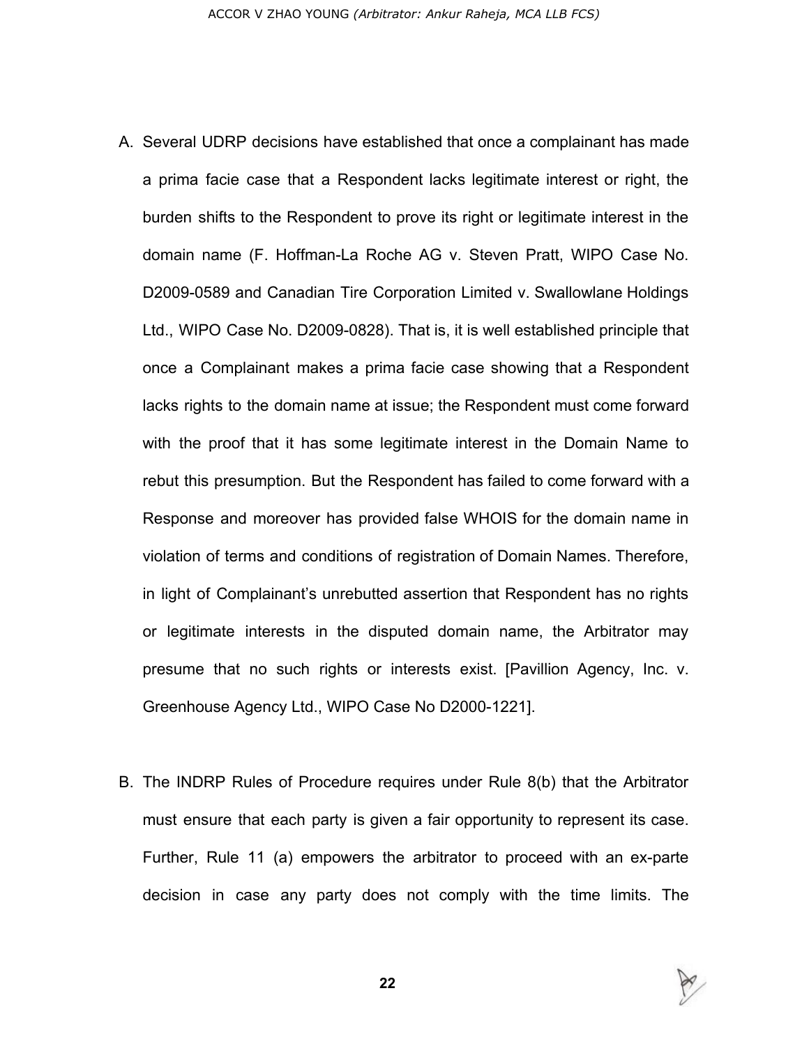A. Several UDRP decisions have established that once a complainant has made a prima facie case that a Respondent lacks legitimate interest or right, the burden shifts to the Respondent to prove its right or legitimate interest in the domain name (F. Hoffman-La Roche AG v. Steven Pratt, WIPO Case No. D2009-0589 and Canadian Tire Corporation Limited v. Swallowlane Holdings Ltd., WIPO Case No. D2009-0828). That is, it is well established principle that once a Complainant makes a prima facie case showing that a Respondent lacks rights to the domain name at issue; the Respondent must come forward with the proof that it has some legitimate interest in the Domain Name to rebut this presumption. But the Respondent has failed to come forward with a Response and moreover has provided false WHOIS for the domain name in violation of terms and conditions of registration of Domain Names. Therefore, in light of Complainant's unrebutted assertion that Respondent has no rights or legitimate interests in the disputed domain name, the Arbitrator may presume that no such rights or interests exist. [Pavillion Agency, Inc. v. Greenhouse Agency Ltd., WIPO Case No D2000-1221].

B. The INDRP Rules of Procedure requires under Rule 8(b) that the Arbitrator must ensure that each party is given a fair opportunity to represent its case. Further, Rule 11 (a) empowers the arbitrator to proceed with an ex-parte decision in case any party does not comply with the time limits. The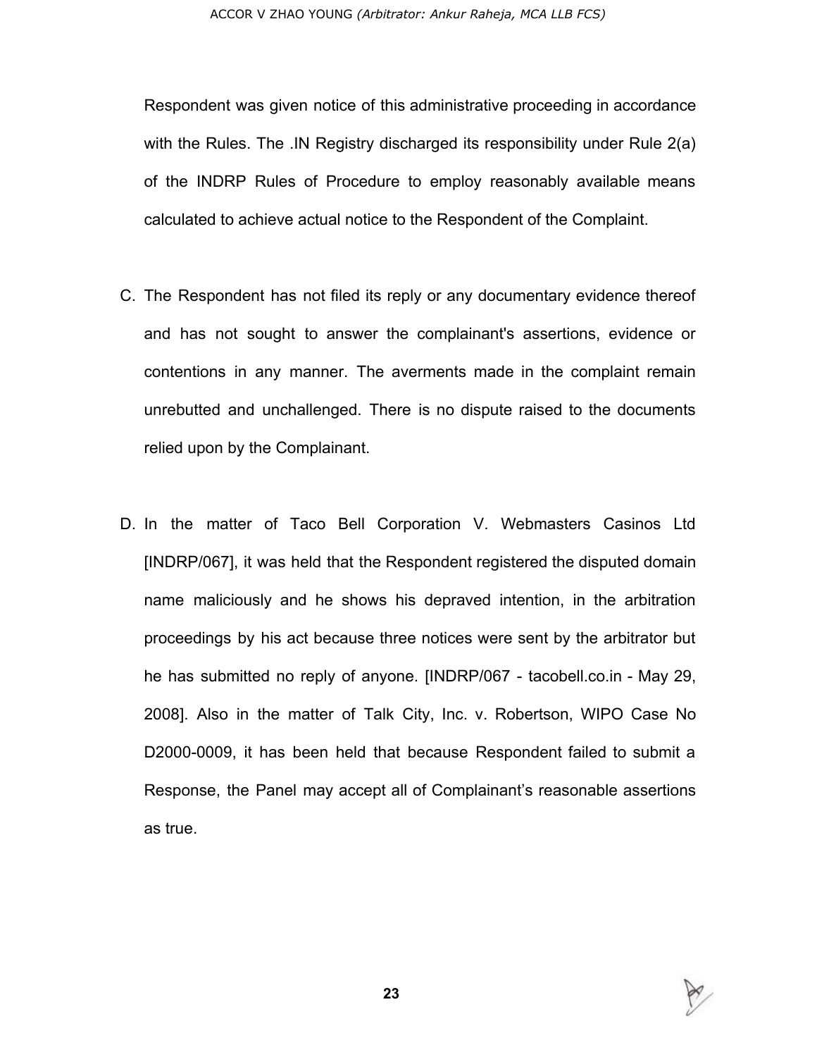Respondent was given notice of this administrative proceeding in accordance with the Rules. The .IN Registry discharged its responsibility under Rule 2(a) of the INDRP Rules of Procedure to employ reasonably available means calculated to achieve actual notice to the Respondent of the Complaint.

C. The Respondent has not filed its reply or any documentary evidence thereof and has not sought to answer the complainant's assertions, evidence or contentions in any manner. The averments made in the complaint remain unrebutted and unchallenged. There is no dispute raised to the documents relied upon by the Complainant.

D. In the matter of Taco Bell Corporation V. Webmasters Casinos Ltd [INDRP/067], it was held that the Respondent registered the disputed domain name maliciously and he shows his depraved intention, in the arbitration proceedings by his act because three notices were sent by the arbitrator but he has submitted no reply of anyone. [INDRP/067 - tacobell.co.in - May 29, 2008]. Also in the matter of Talk City, Inc. v. Robertson, WIPO Case No D2000-0009, it has been held that because Respondent failed to submit a Response, the Panel may accept all of Complainant's reasonable assertions as true.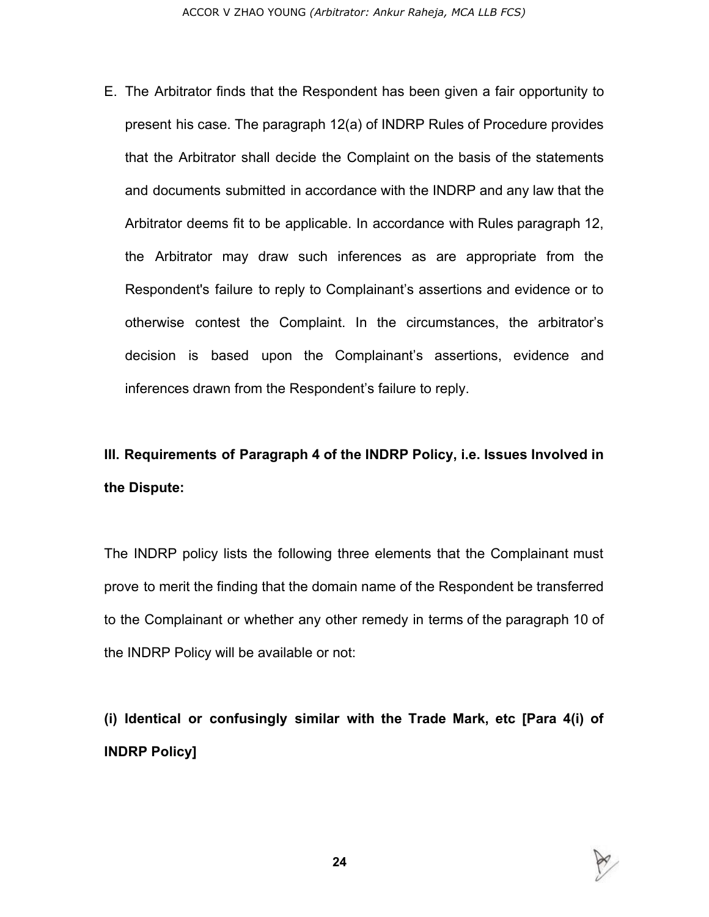E. The Arbitrator finds that the Respondent has been given a fair opportunity to present his case. The paragraph 12(a) of INDRP Rules of Procedure provides that the Arbitrator shall decide the Complaint on the basis of the statements and documents submitted in accordance with the INDRP and any law that the Arbitrator deems fit to be applicable. In accordance with Rules paragraph 12, the Arbitrator may draw such inferences as are appropriate from the Respondent's failure to reply to Complainant's assertions and evidence or to otherwise contest the Complaint. In the circumstances, the arbitrator's decision is based upon the Complainant's assertions, evidence and inferences drawn from the Respondent's failure to reply.

**III. Requirements of Paragraph 4 of the INDRP Policy, i.e. Issues Involved in the Dispute:**

The INDRP policy lists the following three elements that the Complainant must prove to merit the finding that the domain name of the Respondent be transferred to the Complainant or whether any other remedy in terms of the paragraph 10 of the INDRP Policy will be available or not:

**(i) Identical or confusingly similar with the Trade Mark, etc [Para 4(i) of INDRP Policy]**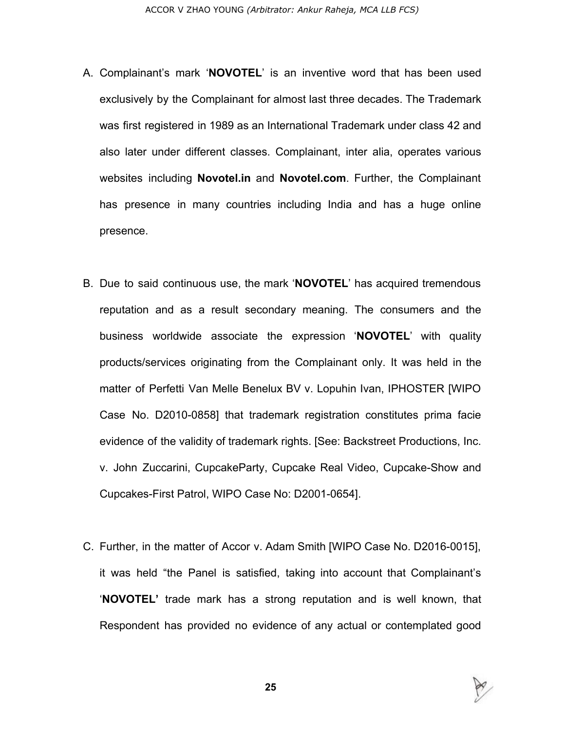A. Complainant's mark '**NOVOTEL**' is an inventive word that has been used exclusively by the Complainant for almost last three decades. The Trademark was first registered in 1989 as an International Trademark under class 42 and also later under different classes. Complainant, inter alia, operates various websites including **Novotel.in** and **Novotel.com**. Further, the Complainant has presence in many countries including India and has a huge online presence.

B. Due to said continuous use, the mark '**NOVOTEL**' has acquired tremendous reputation and as a result secondary meaning. The consumers and the business worldwide associate the expression '**NOVOTEL**' with quality products/services originating from the Complainant only. It was held in the matter of Perfetti Van Melle Benelux BV v. Lopuhin Ivan, IPHOSTER [WIPO Case No. D2010-0858] that trademark registration constitutes prima facie evidence of the validity of trademark rights. [See: Backstreet Productions, Inc. v. John Zuccarini, CupcakeParty, Cupcake Real Video, Cupcake-Show and Cupcakes-First Patrol, WIPO Case No: D2001-0654].

C. Further, in the matter of Accor v. Adam Smith [WIPO Case No. D2016-0015], it was held "the Panel is satisfied, taking into account that Complainant's '**NOVOTEL'** trade mark has a strong reputation and is well known, that Respondent has provided no evidence of any actual or contemplated good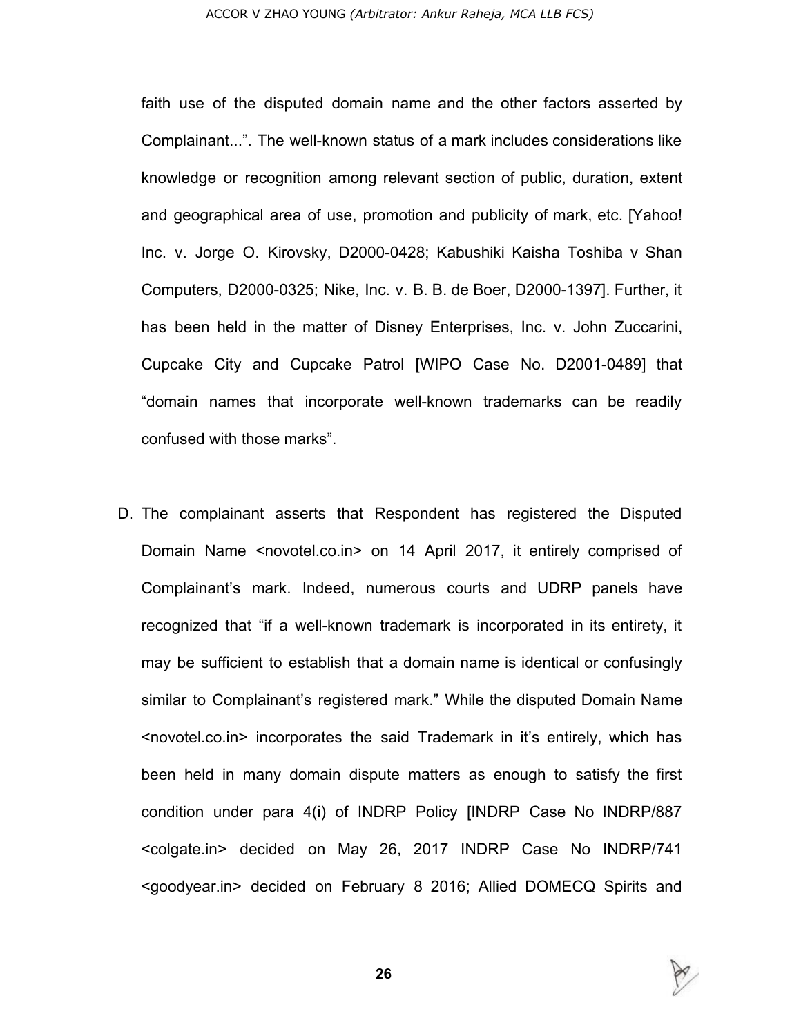faith use of the disputed domain name and the other factors asserted by Complainant...". The well-known status of a mark includes considerations like knowledge or recognition among relevant section of public, duration, extent and geographical area of use, promotion and publicity of mark, etc. [Yahoo! Inc. v. Jorge O. Kirovsky, D2000-0428; Kabushiki Kaisha Toshiba v Shan Computers, D2000-0325; Nike, Inc. v. B. B. de Boer, D2000-1397]. Further, it has been held in the matter of Disney Enterprises, Inc. v. John Zuccarini, Cupcake City and Cupcake Patrol [WIPO Case No. D2001-0489] that "domain names that incorporate well-known trademarks can be readily confused with those marks".

D. The complainant asserts that Respondent has registered the Disputed Domain Name <novotel.co.in> on 14 April 2017, it entirely comprised of Complainant's mark. Indeed, numerous courts and UDRP panels have recognized that "if a well-known trademark is incorporated in its entirety, it may be sufficient to establish that a domain name is identical or confusingly similar to Complainant's registered mark." While the disputed Domain Name <novotel.co.in> incorporates the said Trademark in it's entirely, which has been held in many domain dispute matters as enough to satisfy the first condition under para 4(i) of INDRP Policy [INDRP Case No INDRP/887 <colgate.in> decided on May 26, 2017 INDRP Case No INDRP/741 <goodyear.in> decided on February 8 2016; Allied DOMECQ Spirits and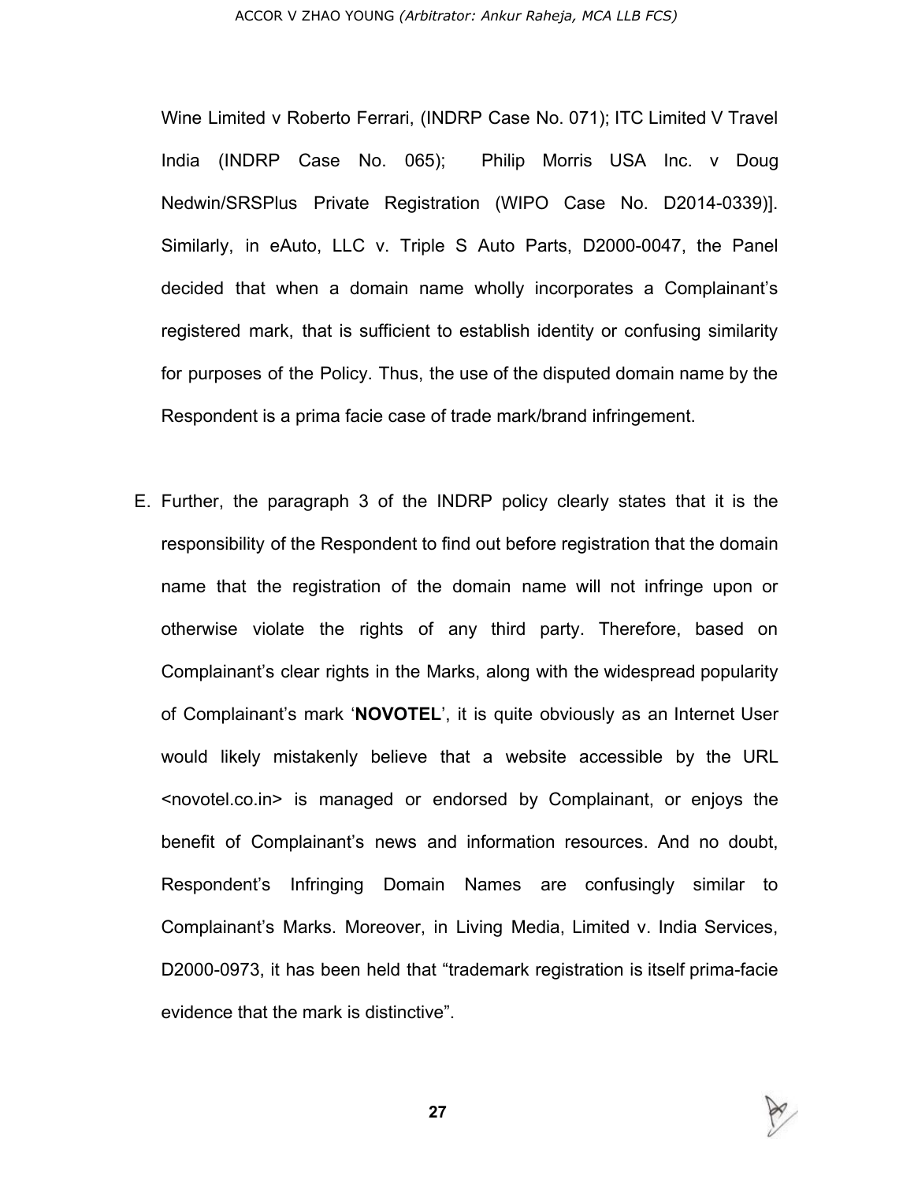Wine Limited v Roberto Ferrari, (INDRP Case No. 071); ITC Limited V Travel India (INDRP Case No. 065); Philip Morris USA Inc. v Doug Nedwin/SRSPlus Private Registration (WIPO Case No. D2014-0339)]. Similarly, in eAuto, LLC v. Triple S Auto Parts, D2000-0047, the Panel decided that when a domain name wholly incorporates a Complainant's registered mark, that is sufficient to establish identity or confusing similarity for purposes of the Policy. Thus, the use of the disputed domain name by the Respondent is a prima facie case of trade mark/brand infringement.

E. Further, the paragraph 3 of the INDRP policy clearly states that it is the responsibility of the Respondent to find out before registration that the domain name that the registration of the domain name will not infringe upon or otherwise violate the rights of any third party. Therefore, based on Complainant's clear rights in the Marks, along with the widespread popularity of Complainant's mark '**NOVOTEL**', it is quite obviously as an Internet User would likely mistakenly believe that a website accessible by the URL <novotel.co.in> is managed or endorsed by Complainant, or enjoys the benefit of Complainant's news and information resources. And no doubt, Respondent's Infringing Domain Names are confusingly similar to Complainant's Marks. Moreover, in Living Media, Limited v. India Services, D2000-0973, it has been held that "trademark registration is itself prima-facie evidence that the mark is distinctive".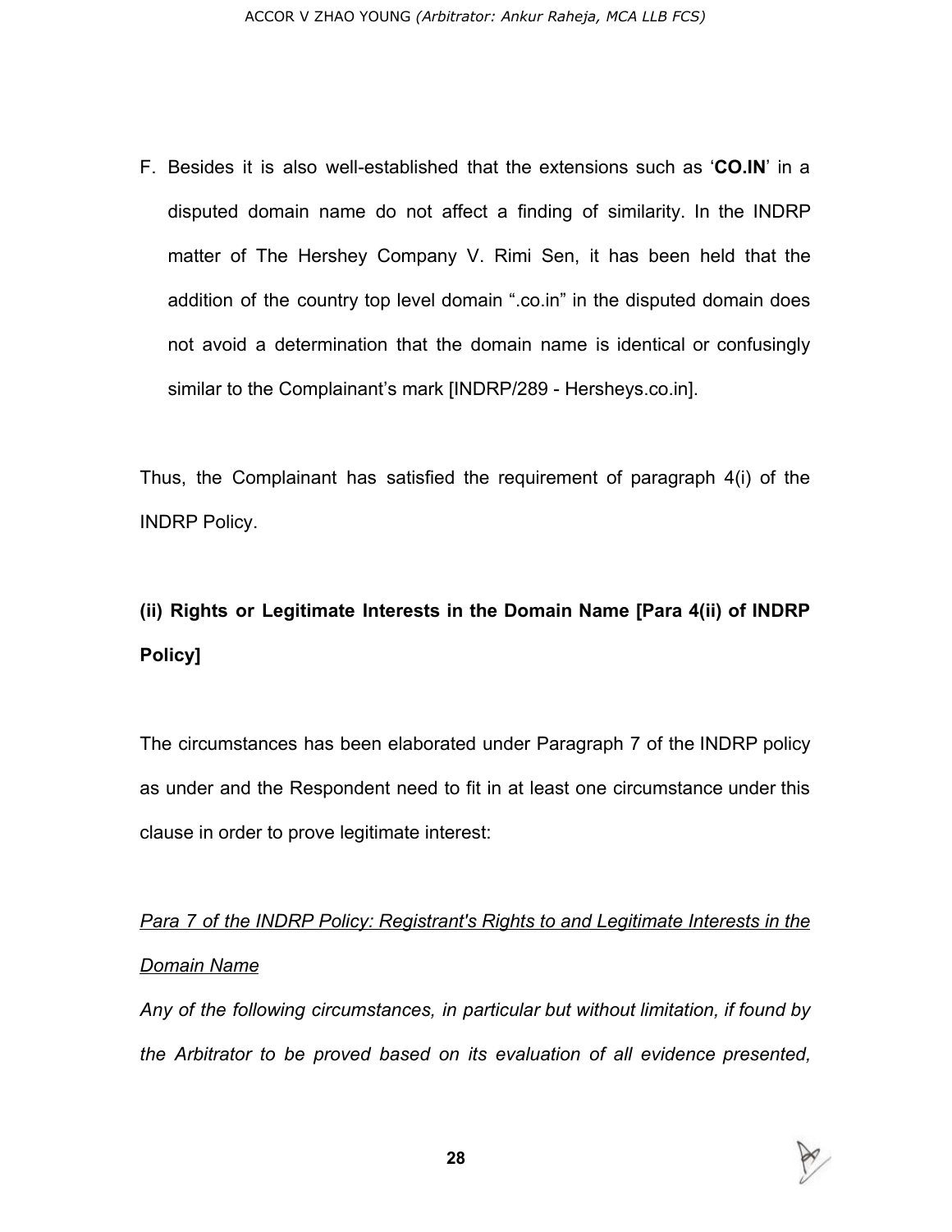F. Besides it is also well-established that the extensions such as '**CO.IN**' in a disputed domain name do not affect a finding of similarity. In the INDRP matter of The Hershey Company V. Rimi Sen, it has been held that the addition of the country top level domain ".co.in" in the disputed domain does not avoid a determination that the domain name is identical or confusingly similar to the Complainant's mark [INDRP/289 - Hersheys.co.in].

Thus, the Complainant has satisfied the requirement of paragraph 4(i) of the INDRP Policy.

**(ii) Rights or Legitimate Interests in the Domain Name [Para 4(ii) of INDRP Policy]**

The circumstances has been elaborated under Paragraph 7 of the INDRP policy as under and the Respondent need to fit in at least one circumstance under this clause in order to prove legitimate interest:

*Para 7 of the INDRP Policy: Registrant's Rights to and Legitimate Interests in the Domain Name*

*Any of the following circumstances, in particular but without limitation, if found by the Arbitrator to be proved based on its evaluation of all evidence presented,*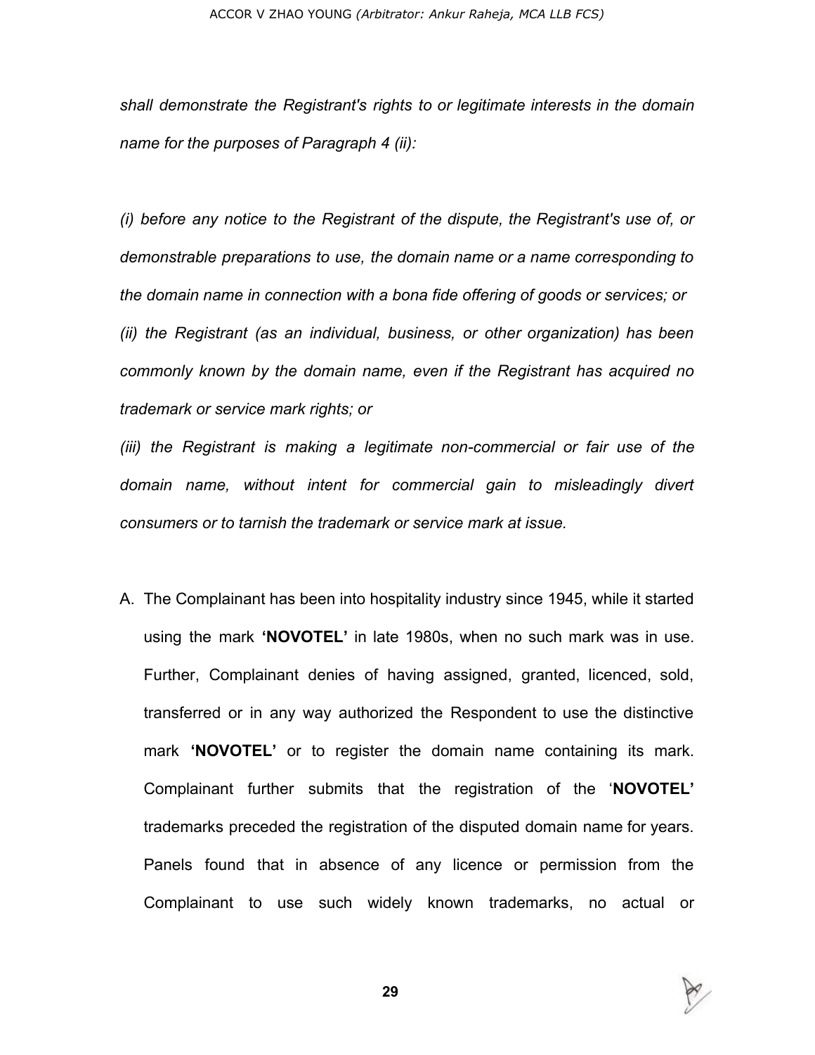*shall demonstrate the Registrant's rights to or legitimate interests in the domain name for the purposes of Paragraph 4 (ii):*

*(i) before any notice to the Registrant of the dispute, the Registrant's use of, or demonstrable preparations to use, the domain name or a name corresponding to the domain name in connection with a bona fide offering of goods or services; or*
*(ii) the Registrant (as an individual, business, or other organization) has been commonly known by the domain name, even if the Registrant has acquired no trademark or service mark rights; or*
*(iii) the Registrant is making a legitimate non-commercial or fair use of the domain name, without intent for commercial gain to misleadingly divert consumers or to tarnish the trademark or service mark at issue.*

A. The Complainant has been into hospitality industry since 1945, while it started using the mark **'NOVOTEL'** in late 1980s, when no such mark was in use. Further, Complainant denies of having assigned, granted, licenced, sold, transferred or in any way authorized the Respondent to use the distinctive mark **'NOVOTEL'** or to register the domain name containing its mark. Complainant further submits that the registration of the '**NOVOTEL'** trademarks preceded the registration of the disputed domain name for years. Panels found that in absence of any licence or permission from the Complainant to use such widely known trademarks, no actual or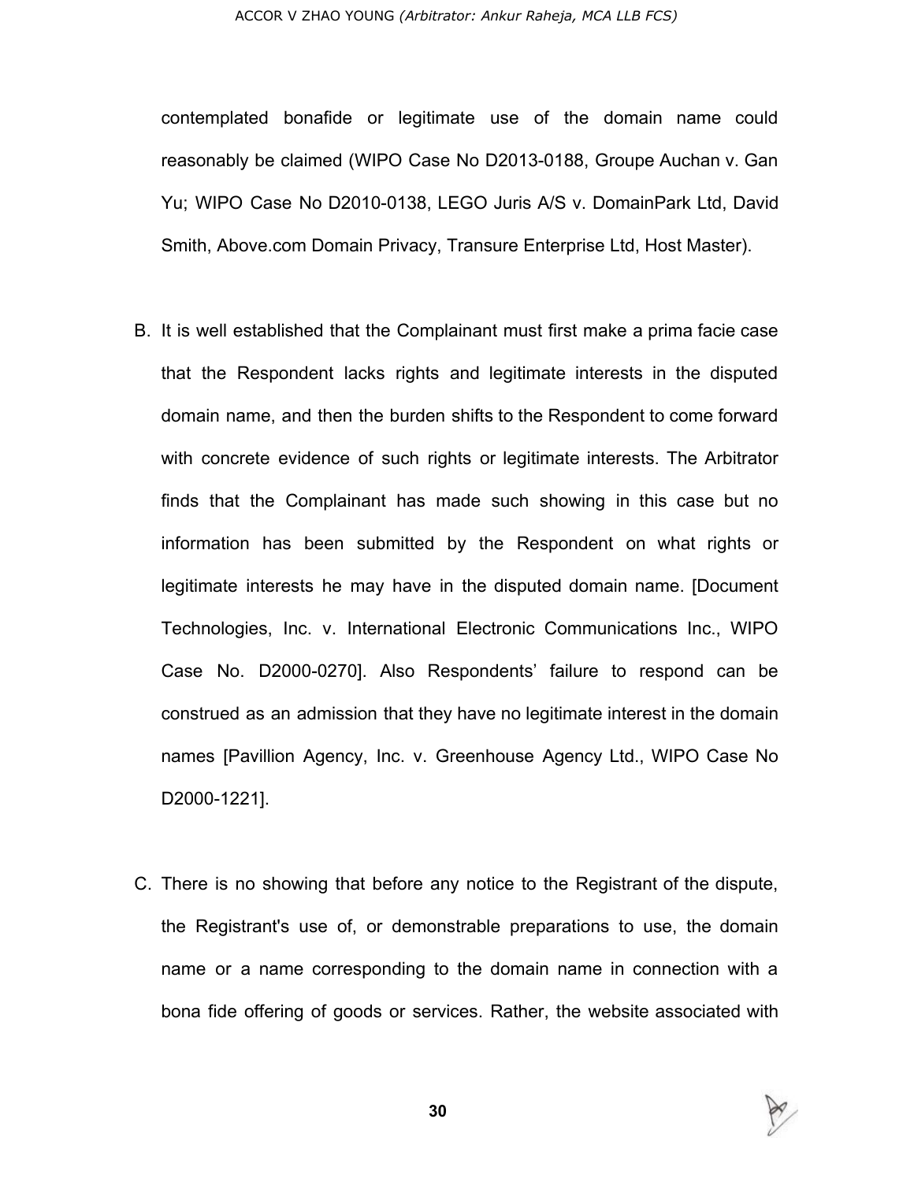contemplated bonafide or legitimate use of the domain name could reasonably be claimed (WIPO Case No D2013-0188, Groupe Auchan v. Gan Yu; WIPO Case No D2010-0138, LEGO Juris A/S v. DomainPark Ltd, David Smith, Above.com Domain Privacy, Transure Enterprise Ltd, Host Master).

B. It is well established that the Complainant must first make a prima facie case that the Respondent lacks rights and legitimate interests in the disputed domain name, and then the burden shifts to the Respondent to come forward with concrete evidence of such rights or legitimate interests. The Arbitrator finds that the Complainant has made such showing in this case but no information has been submitted by the Respondent on what rights or legitimate interests he may have in the disputed domain name. [Document Technologies, Inc. v. International Electronic Communications Inc., WIPO Case No. D2000-0270]. Also Respondents' failure to respond can be construed as an admission that they have no legitimate interest in the domain names [Pavillion Agency, Inc. v. Greenhouse Agency Ltd., WIPO Case No D2000-1221].

C. There is no showing that before any notice to the Registrant of the dispute, the Registrant's use of, or demonstrable preparations to use, the domain name or a name corresponding to the domain name in connection with a bona fide offering of goods or services. Rather, the website associated with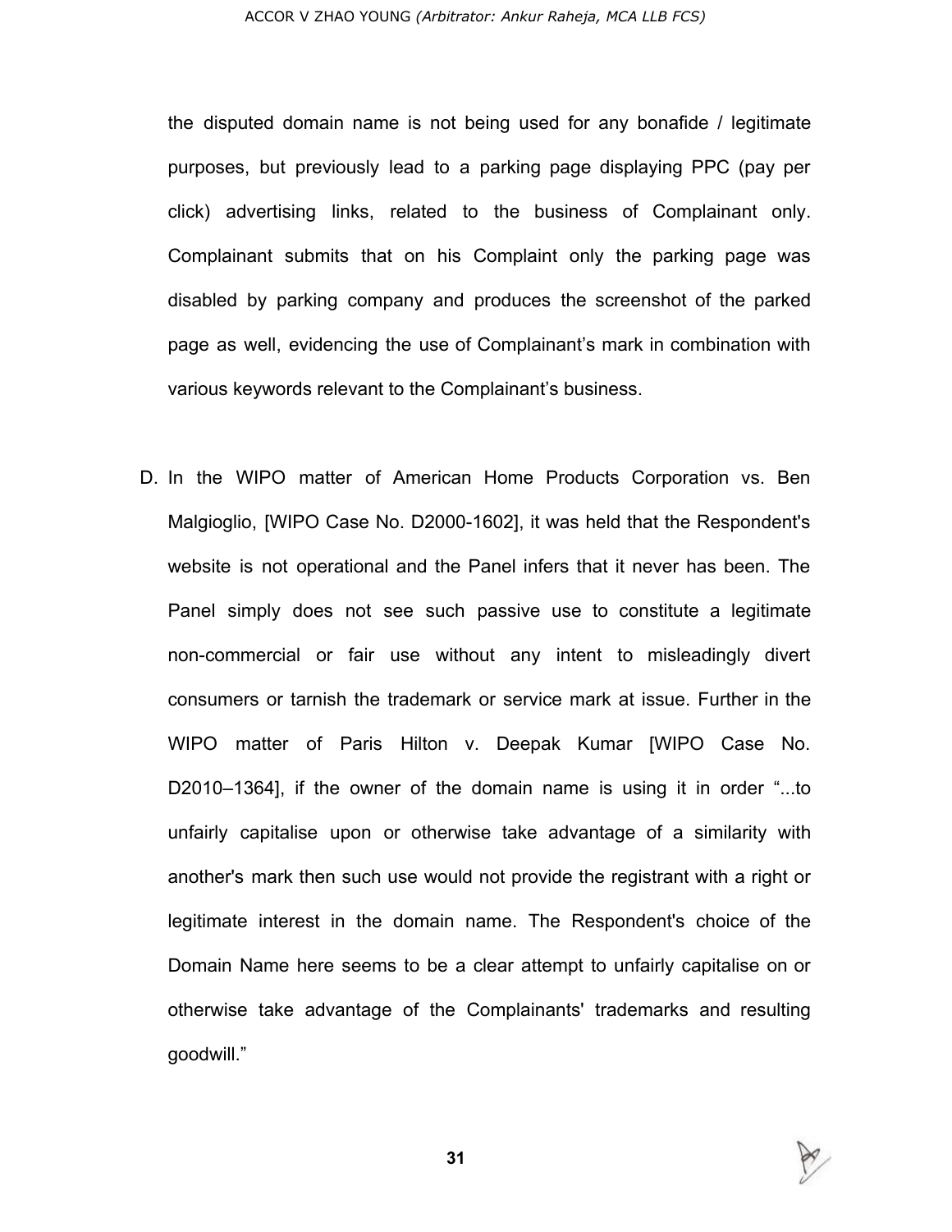the disputed domain name is not being used for any bonafide / legitimate purposes, but previously lead to a parking page displaying PPC (pay per click) advertising links, related to the business of Complainant only. Complainant submits that on his Complaint only the parking page was disabled by parking company and produces the screenshot of the parked page as well, evidencing the use of Complainant's mark in combination with various keywords relevant to the Complainant's business.

D. In the WIPO matter of American Home Products Corporation vs. Ben Malgioglio, [WIPO Case No. D2000-1602], it was held that the Respondent's website is not operational and the Panel infers that it never has been. The Panel simply does not see such passive use to constitute a legitimate non-commercial or fair use without any intent to misleadingly divert consumers or tarnish the trademark or service mark at issue. Further in the WIPO matter of Paris Hilton v. Deepak Kumar [WIPO Case No. D2010–1364], if the owner of the domain name is using it in order "...to unfairly capitalise upon or otherwise take advantage of a similarity with another's mark then such use would not provide the registrant with a right or legitimate interest in the domain name. The Respondent's choice of the Domain Name here seems to be a clear attempt to unfairly capitalise on or otherwise take advantage of the Complainants' trademarks and resulting goodwill."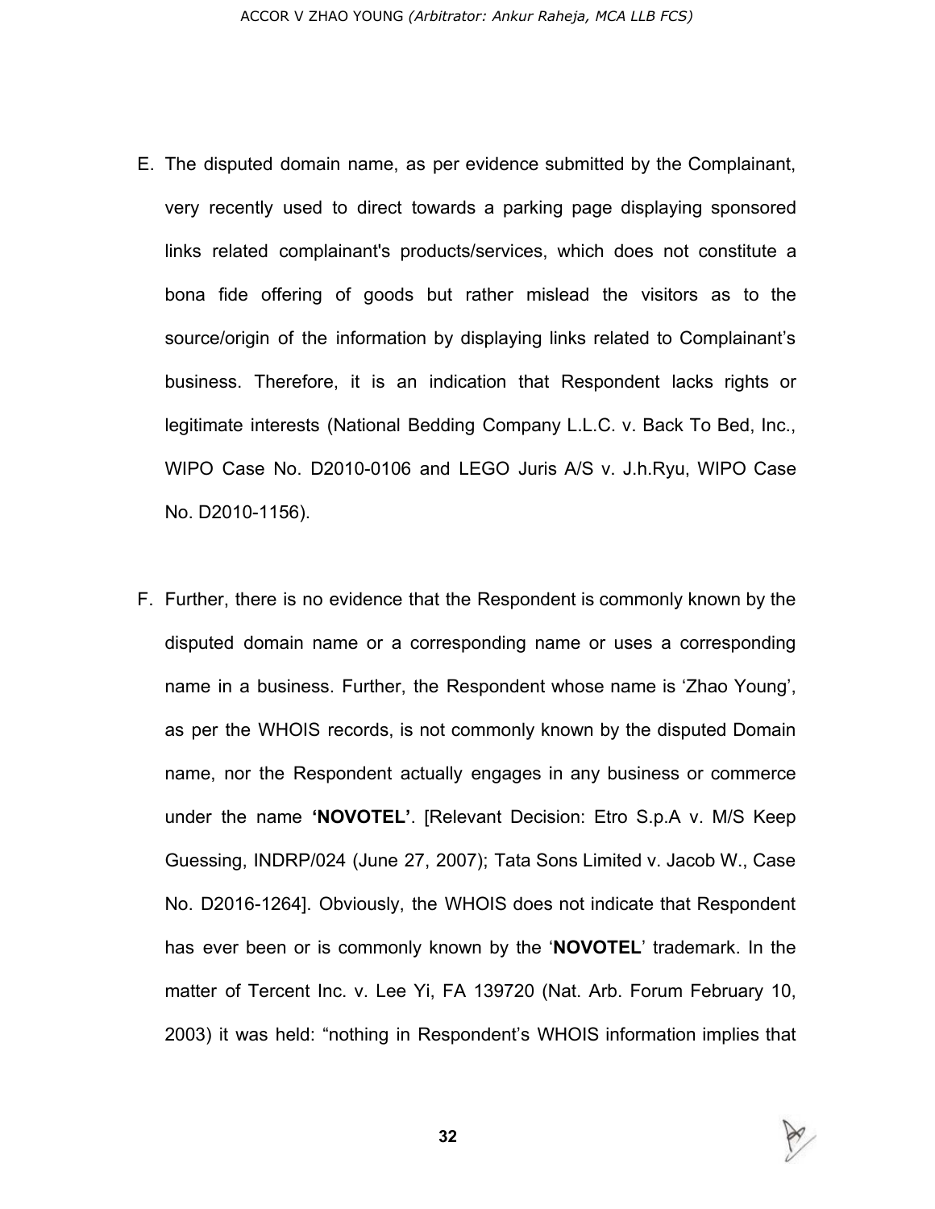E. The disputed domain name, as per evidence submitted by the Complainant, very recently used to direct towards a parking page displaying sponsored links related complainant's products/services, which does not constitute a bona fide offering of goods but rather mislead the visitors as to the source/origin of the information by displaying links related to Complainant's business. Therefore, it is an indication that Respondent lacks rights or legitimate interests (National Bedding Company L.L.C. v. Back To Bed, Inc., WIPO Case No. D2010-0106 and LEGO Juris A/S v. J.h.Ryu, WIPO Case No. D2010-1156).

F. Further, there is no evidence that the Respondent is commonly known by the disputed domain name or a corresponding name or uses a corresponding name in a business. Further, the Respondent whose name is 'Zhao Young', as per the WHOIS records, is not commonly known by the disputed Domain name, nor the Respondent actually engages in any business or commerce under the name **'NOVOTEL'**. [Relevant Decision: Etro S.p.A v. M/S Keep Guessing, INDRP/024 (June 27, 2007); Tata Sons Limited v. Jacob W., Case No. D2016-1264]. Obviously, the WHOIS does not indicate that Respondent has ever been or is commonly known by the '**NOVOTEL**' trademark. In the matter of Tercent Inc. v. Lee Yi, FA 139720 (Nat. Arb. Forum February 10, 2003) it was held: "nothing in Respondent's WHOIS information implies that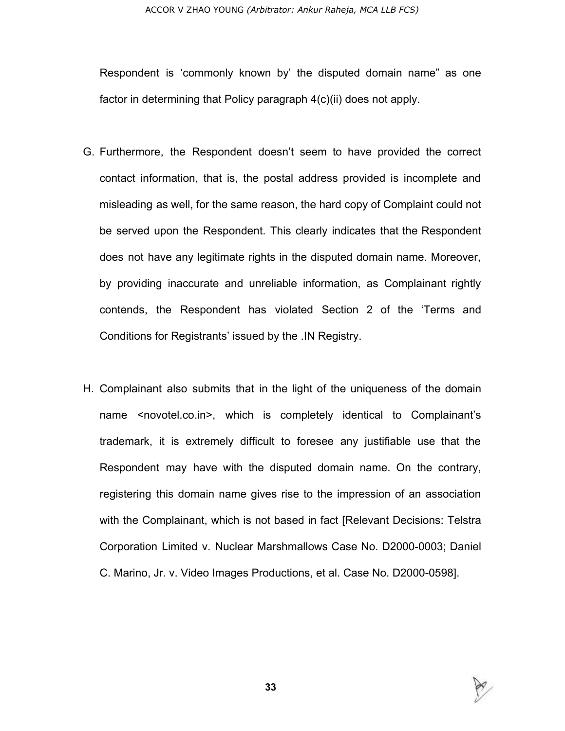Respondent is 'commonly known by' the disputed domain name" as one factor in determining that Policy paragraph 4(c)(ii) does not apply.

G. Furthermore, the Respondent doesn't seem to have provided the correct contact information, that is, the postal address provided is incomplete and misleading as well, for the same reason, the hard copy of Complaint could not be served upon the Respondent. This clearly indicates that the Respondent does not have any legitimate rights in the disputed domain name. Moreover, by providing inaccurate and unreliable information, as Complainant rightly contends, the Respondent has violated Section 2 of the 'Terms and Conditions for Registrants' issued by the .IN Registry.

H. Complainant also submits that in the light of the uniqueness of the domain name <novotel.co.in>, which is completely identical to Complainant's trademark, it is extremely difficult to foresee any justifiable use that the Respondent may have with the disputed domain name. On the contrary, registering this domain name gives rise to the impression of an association with the Complainant, which is not based in fact [Relevant Decisions: Telstra Corporation Limited v. Nuclear Marshmallows Case No. D2000-0003; Daniel C. Marino, Jr. v. Video Images Productions, et al. Case No. D2000-0598].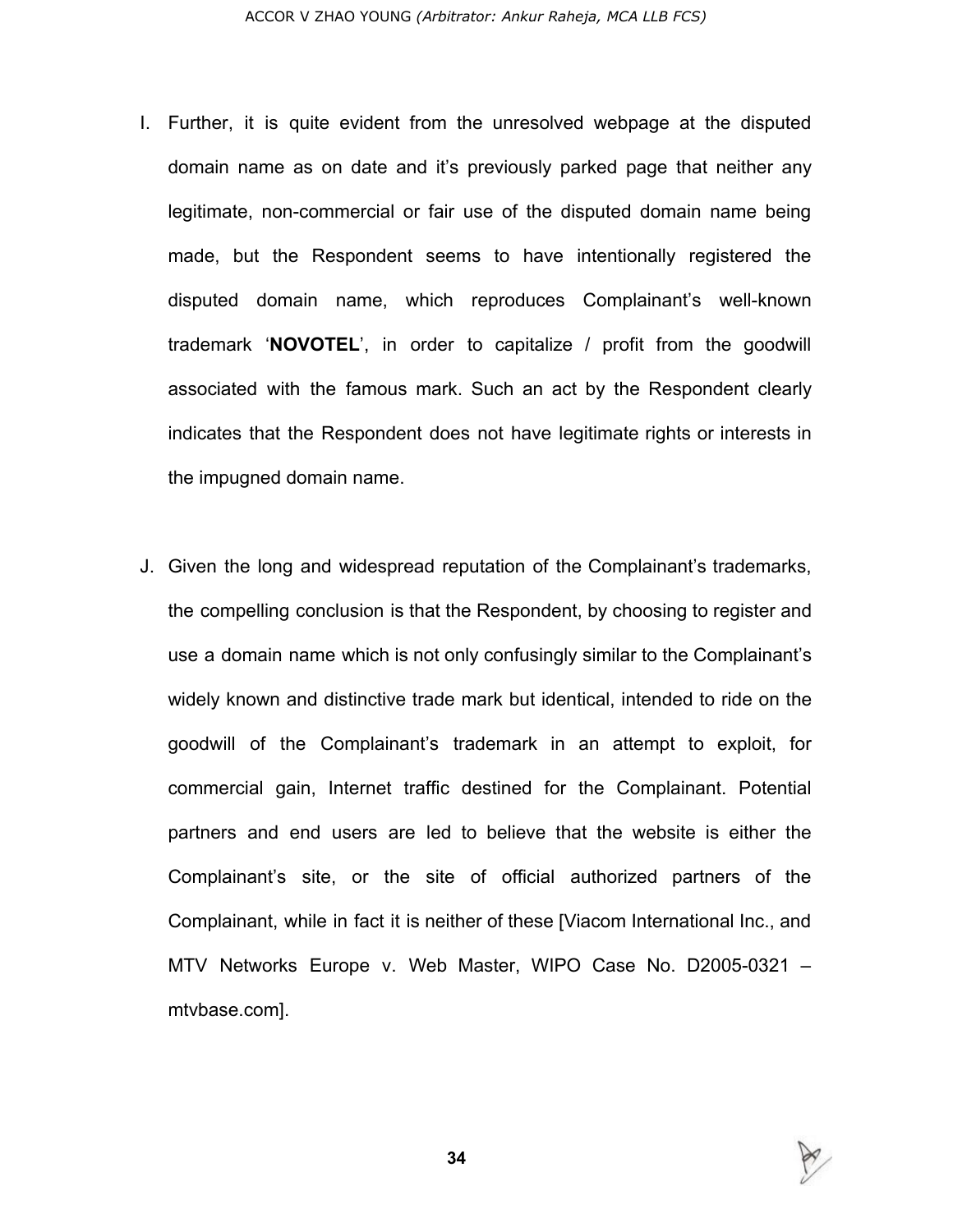I. Further, it is quite evident from the unresolved webpage at the disputed domain name as on date and it's previously parked page that neither any legitimate, non-commercial or fair use of the disputed domain name being made, but the Respondent seems to have intentionally registered the disputed domain name, which reproduces Complainant's well-known trademark '**NOVOTEL**', in order to capitalize / profit from the goodwill associated with the famous mark. Such an act by the Respondent clearly indicates that the Respondent does not have legitimate rights or interests in the impugned domain name.

J. Given the long and widespread reputation of the Complainant's trademarks, the compelling conclusion is that the Respondent, by choosing to register and use a domain name which is not only confusingly similar to the Complainant's widely known and distinctive trade mark but identical, intended to ride on the goodwill of the Complainant's trademark in an attempt to exploit, for commercial gain, Internet traffic destined for the Complainant. Potential partners and end users are led to believe that the website is either the Complainant's site, or the site of official authorized partners of the Complainant, while in fact it is neither of these [Viacom International Inc., and MTV Networks Europe v. Web Master, WIPO Case No. D2005-0321 – mtvbase.com].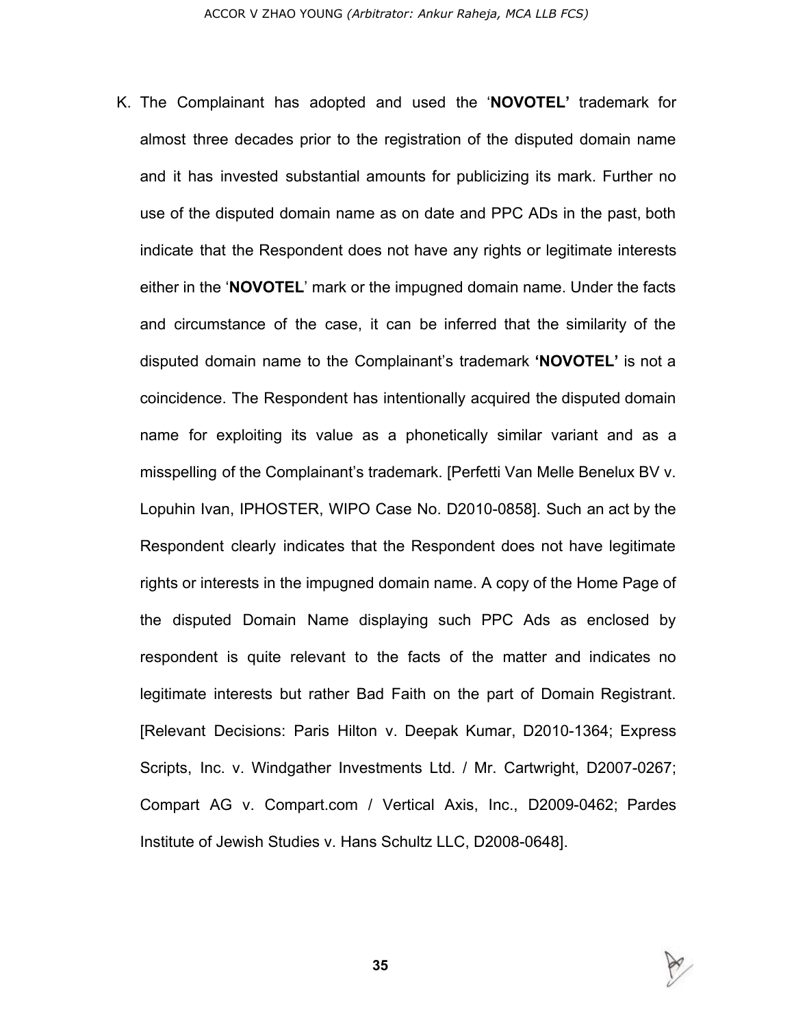K. The Complainant has adopted and used the '**NOVOTEL'** trademark for almost three decades prior to the registration of the disputed domain name and it has invested substantial amounts for publicizing its mark. Further no use of the disputed domain name as on date and PPC ADs in the past, both indicate that the Respondent does not have any rights or legitimate interests either in the '**NOVOTEL**' mark or the impugned domain name. Under the facts and circumstance of the case, it can be inferred that the similarity of the disputed domain name to the Complainant's trademark **'NOVOTEL'** is not a coincidence. The Respondent has intentionally acquired the disputed domain name for exploiting its value as a phonetically similar variant and as a misspelling of the Complainant's trademark. [Perfetti Van Melle Benelux BV v. Lopuhin Ivan, IPHOSTER, WIPO Case No. D2010-0858]. Such an act by the Respondent clearly indicates that the Respondent does not have legitimate rights or interests in the impugned domain name. A copy of the Home Page of the disputed Domain Name displaying such PPC Ads as enclosed by respondent is quite relevant to the facts of the matter and indicates no legitimate interests but rather Bad Faith on the part of Domain Registrant. [Relevant Decisions: Paris Hilton v. Deepak Kumar, D2010-1364; Express Scripts, Inc. v. Windgather Investments Ltd. / Mr. Cartwright, D2007-0267; Compart AG v. Compart.com / Vertical Axis, Inc., D2009-0462; Pardes Institute of Jewish Studies v. Hans Schultz LLC, D2008-0648].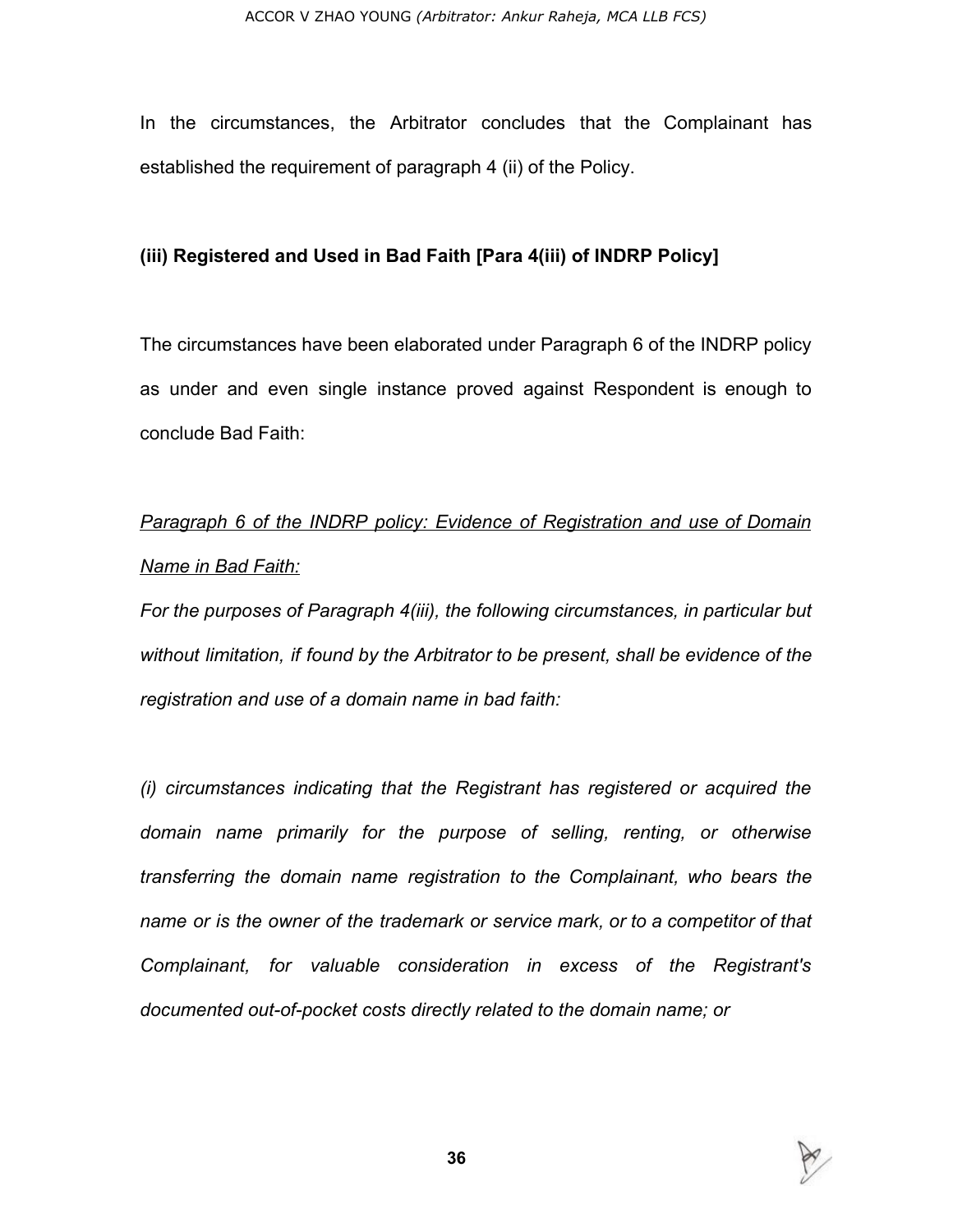In the circumstances, the Arbitrator concludes that the Complainant has established the requirement of paragraph 4 (ii) of the Policy.

**(iii) Registered and Used in Bad Faith [Para 4(iii) of INDRP Policy]**

The circumstances have been elaborated under Paragraph 6 of the INDRP policy as under and even single instance proved against Respondent is enough to conclude Bad Faith:

*<u>Paragraph 6 of the INDRP policy: Evidence of Registration and use of Domain Name in Bad Faith:</u>*

*For the purposes of Paragraph 4(iii), the following circumstances, in particular but without limitation, if found by the Arbitrator to be present, shall be evidence of the registration and use of a domain name in bad faith:*

*(i) circumstances indicating that the Registrant has registered or acquired the domain name primarily for the purpose of selling, renting, or otherwise transferring the domain name registration to the Complainant, who bears the name or is the owner of the trademark or service mark, or to a competitor of that Complainant, for valuable consideration in excess of the Registrant's documented out-of-pocket costs directly related to the domain name; or*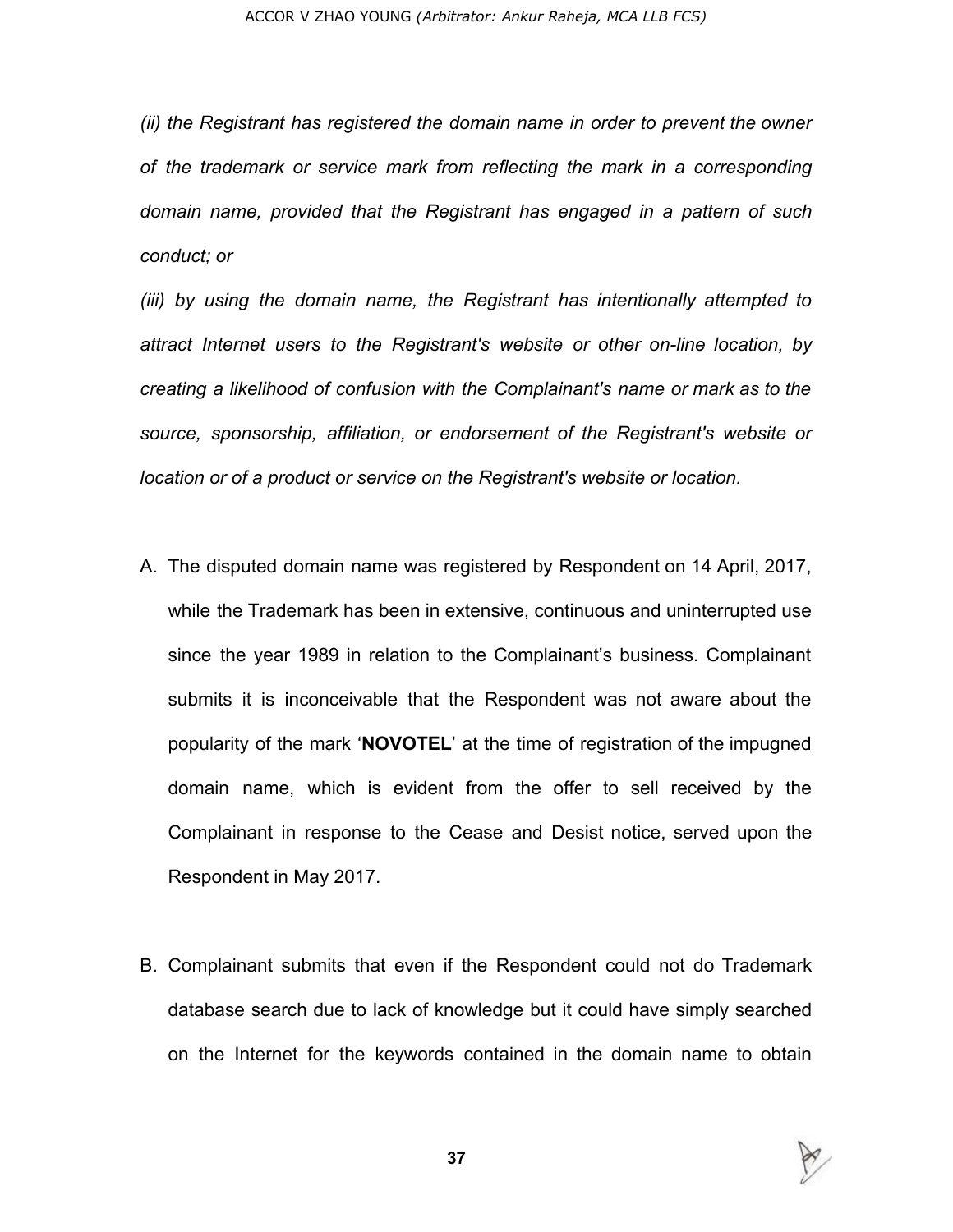*(ii) the Registrant has registered the domain name in order to prevent the owner of the trademark or service mark from reflecting the mark in a corresponding domain name, provided that the Registrant has engaged in a pattern of such conduct; or*

*(iii) by using the domain name, the Registrant has intentionally attempted to attract Internet users to the Registrant's website or other on-line location, by creating a likelihood of confusion with the Complainant's name or mark as to the source, sponsorship, affiliation, or endorsement of the Registrant's website or location or of a product or service on the Registrant's website or location.*

A. The disputed domain name was registered by Respondent on 14 April, 2017, while the Trademark has been in extensive, continuous and uninterrupted use since the year 1989 in relation to the Complainant's business. Complainant submits it is inconceivable that the Respondent was not aware about the popularity of the mark '**NOVOTEL**' at the time of registration of the impugned domain name, which is evident from the offer to sell received by the Complainant in response to the Cease and Desist notice, served upon the Respondent in May 2017.

B. Complainant submits that even if the Respondent could not do Trademark database search due to lack of knowledge but it could have simply searched on the Internet for the keywords contained in the domain name to obtain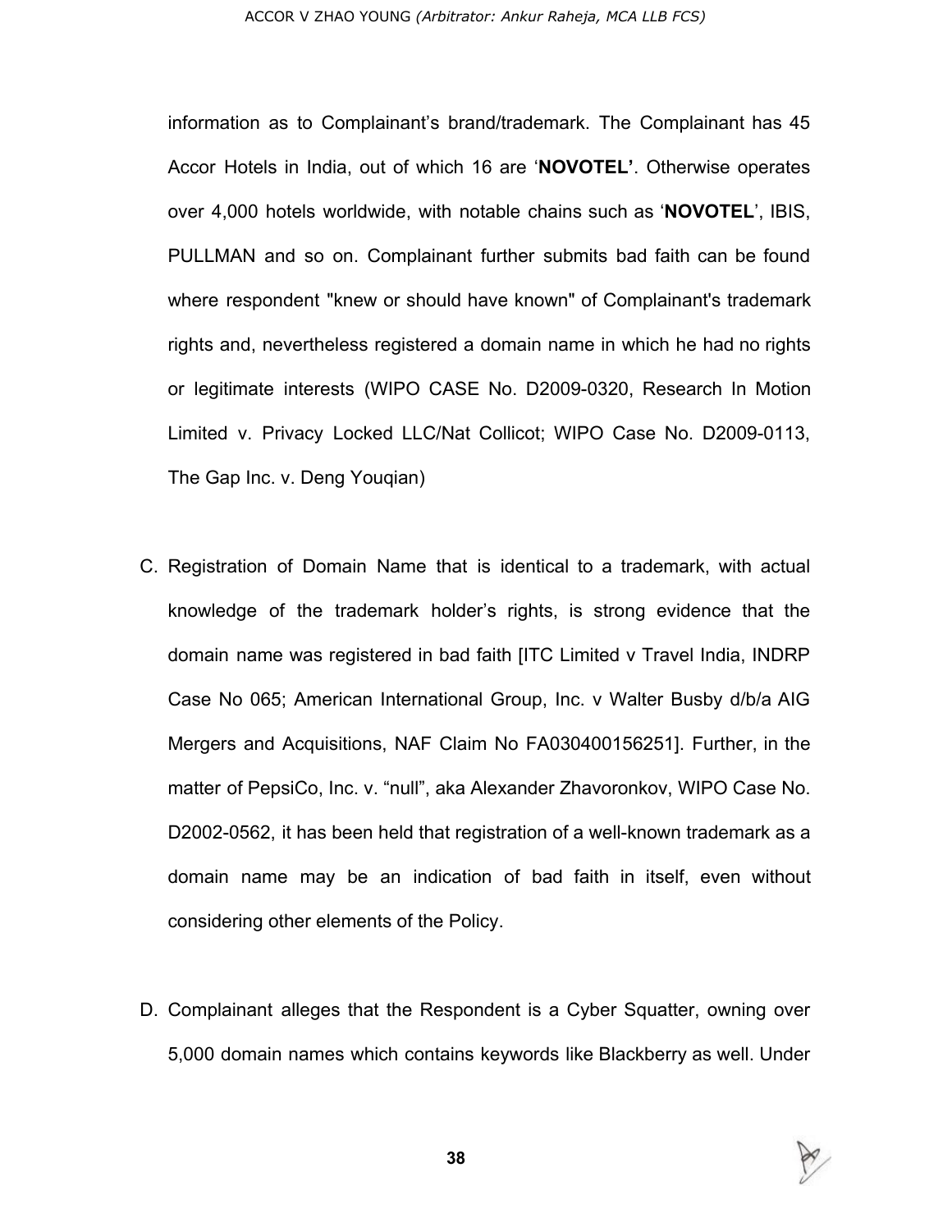information as to Complainant's brand/trademark. The Complainant has 45 Accor Hotels in India, out of which 16 are '**NOVOTEL'**. Otherwise operates over 4,000 hotels worldwide, with notable chains such as '**NOVOTEL**', IBIS, PULLMAN and so on. Complainant further submits bad faith can be found where respondent "knew or should have known" of Complainant's trademark rights and, nevertheless registered a domain name in which he had no rights or legitimate interests (WIPO CASE No. D2009-0320, Research In Motion Limited v. Privacy Locked LLC/Nat Collicot; WIPO Case No. D2009-0113, The Gap Inc. v. Deng Youqian)

C. Registration of Domain Name that is identical to a trademark, with actual knowledge of the trademark holder's rights, is strong evidence that the domain name was registered in bad faith [ITC Limited v Travel India, INDRP Case No 065; American International Group, Inc. v Walter Busby d/b/a AIG Mergers and Acquisitions, NAF Claim No FA030400156251]. Further, in the matter of PepsiCo, Inc. v. "null", aka Alexander Zhavoronkov, WIPO Case No. D2002-0562, it has been held that registration of a well-known trademark as a domain name may be an indication of bad faith in itself, even without considering other elements of the Policy.

D. Complainant alleges that the Respondent is a Cyber Squatter, owning over 5,000 domain names which contains keywords like Blackberry as well. Under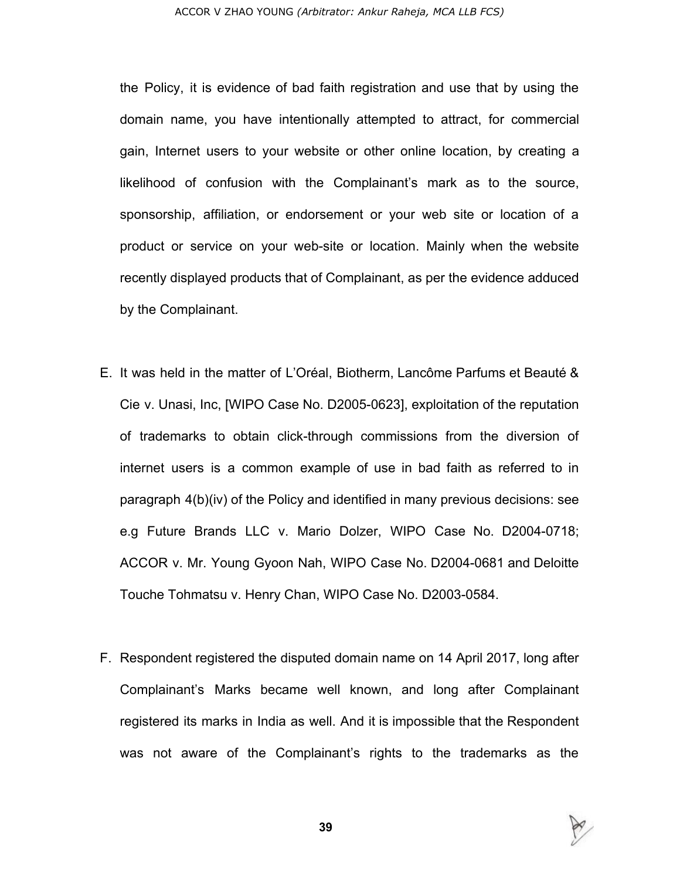the Policy, it is evidence of bad faith registration and use that by using the domain name, you have intentionally attempted to attract, for commercial gain, Internet users to your website or other online location, by creating a likelihood of confusion with the Complainant's mark as to the source, sponsorship, affiliation, or endorsement or your web site or location of a product or service on your web-site or location. Mainly when the website recently displayed products that of Complainant, as per the evidence adduced by the Complainant.

E. It was held in the matter of L'Oréal, Biotherm, Lancôme Parfums et Beauté & Cie v. Unasi, Inc, [WIPO Case No. D2005-0623], exploitation of the reputation of trademarks to obtain click-through commissions from the diversion of internet users is a common example of use in bad faith as referred to in paragraph 4(b)(iv) of the Policy and identified in many previous decisions: see e.g Future Brands LLC v. Mario Dolzer, WIPO Case No. D2004-0718; ACCOR v. Mr. Young Gyoon Nah, WIPO Case No. D2004-0681 and Deloitte Touche Tohmatsu v. Henry Chan, WIPO Case No. D2003-0584.

F. Respondent registered the disputed domain name on 14 April 2017, long after Complainant's Marks became well known, and long after Complainant registered its marks in India as well. And it is impossible that the Respondent was not aware of the Complainant's rights to the trademarks as the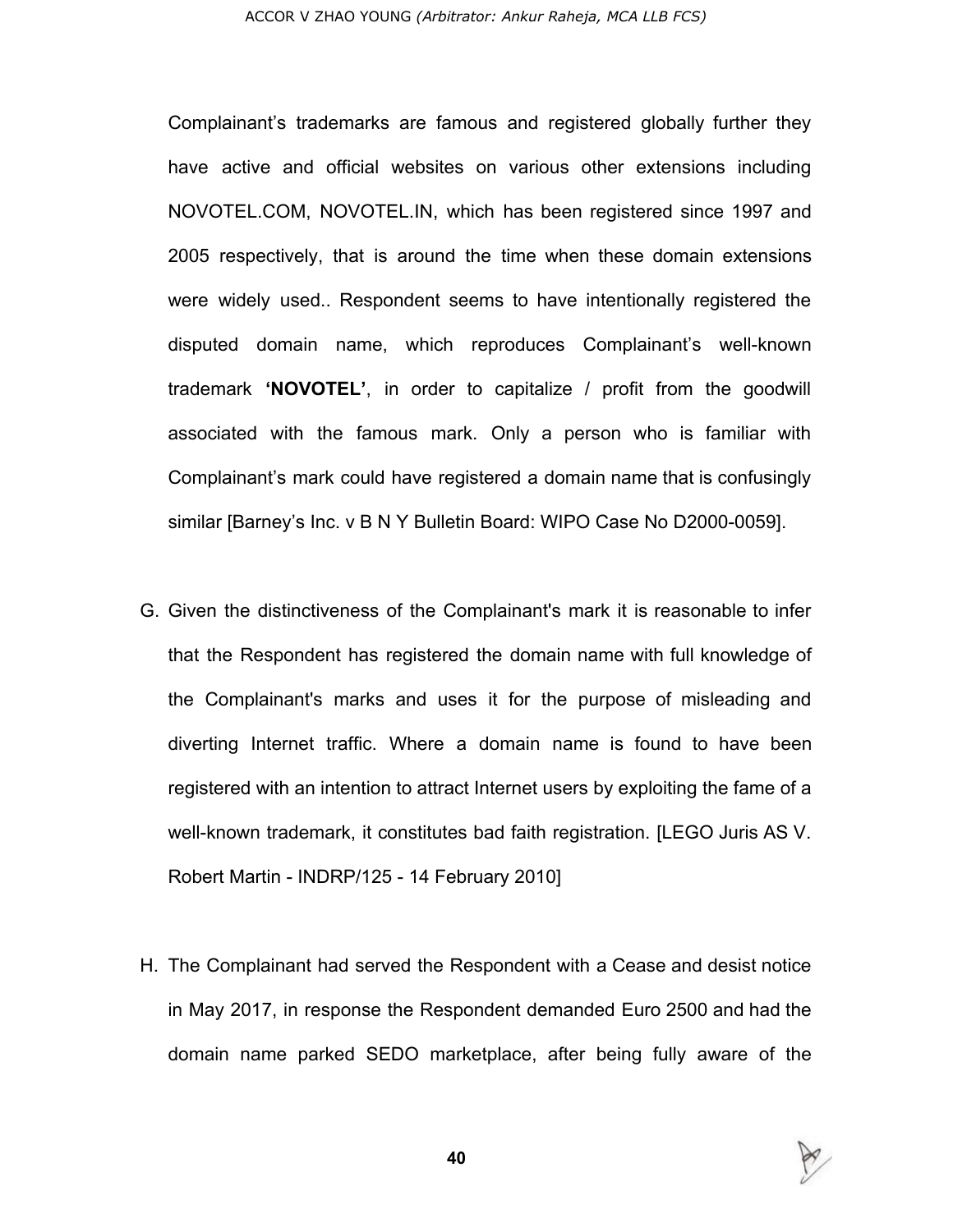Complainant's trademarks are famous and registered globally further they have active and official websites on various other extensions including NOVOTEL.COM, NOVOTEL.IN, which has been registered since 1997 and 2005 respectively, that is around the time when these domain extensions were widely used.. Respondent seems to have intentionally registered the disputed domain name, which reproduces Complainant's well-known trademark **'NOVOTEL'**, in order to capitalize / profit from the goodwill associated with the famous mark. Only a person who is familiar with Complainant's mark could have registered a domain name that is confusingly similar [Barney's Inc. v B N Y Bulletin Board: WIPO Case No D2000-0059].

G. Given the distinctiveness of the Complainant's mark it is reasonable to infer that the Respondent has registered the domain name with full knowledge of the Complainant's marks and uses it for the purpose of misleading and diverting Internet traffic. Where a domain name is found to have been registered with an intention to attract Internet users by exploiting the fame of a well-known trademark, it constitutes bad faith registration. [LEGO Juris AS V. Robert Martin - INDRP/125 - 14 February 2010]

H. The Complainant had served the Respondent with a Cease and desist notice in May 2017, in response the Respondent demanded Euro 2500 and had the domain name parked SEDO marketplace, after being fully aware of the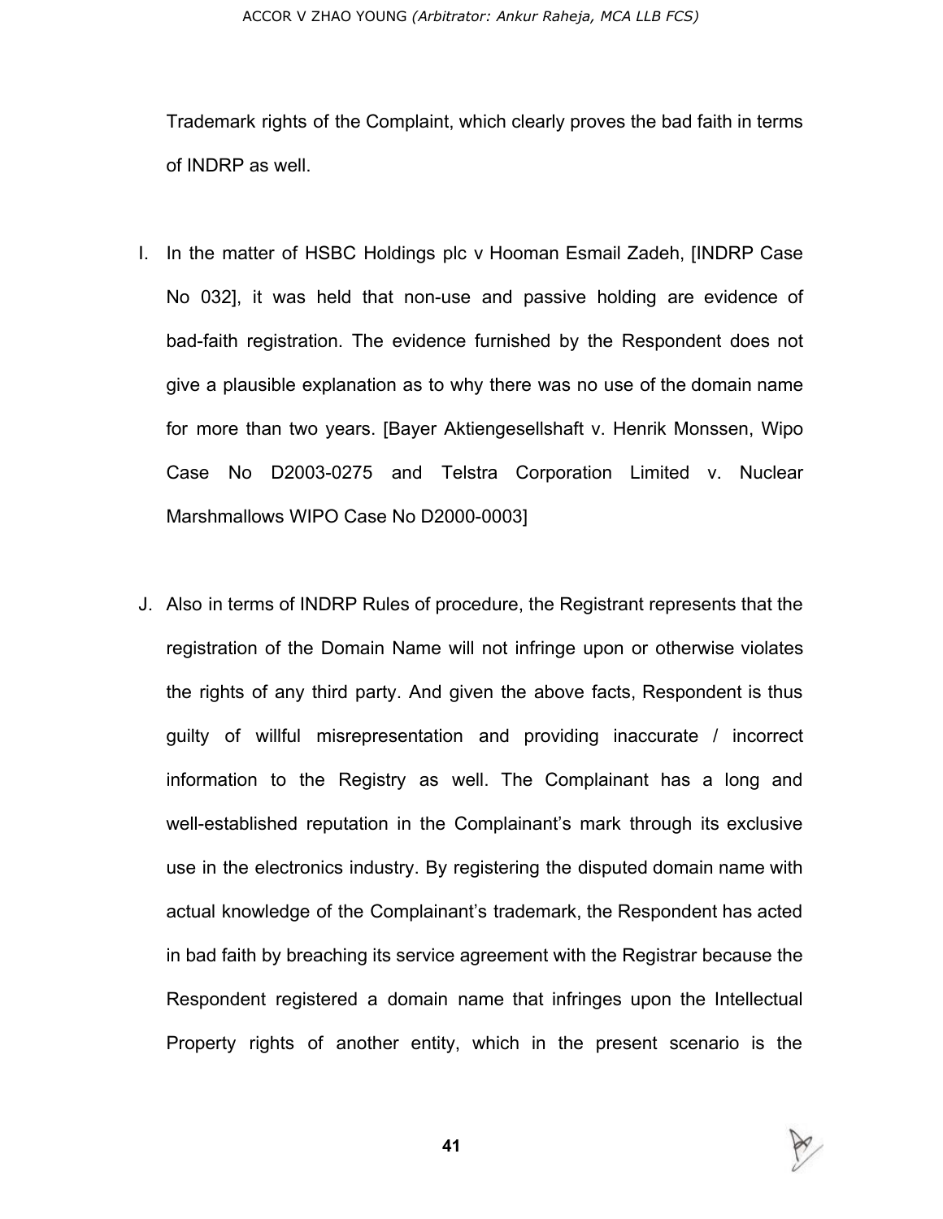Trademark rights of the Complaint, which clearly proves the bad faith in terms of INDRP as well.

I. In the matter of HSBC Holdings plc v Hooman Esmail Zadeh, [INDRP Case No 032], it was held that non-use and passive holding are evidence of bad-faith registration. The evidence furnished by the Respondent does not give a plausible explanation as to why there was no use of the domain name for more than two years. [Bayer Aktiengesellshaft v. Henrik Monssen, Wipo Case No D2003-0275 and Telstra Corporation Limited v. Nuclear Marshmallows WIPO Case No D2000-0003]

J. Also in terms of INDRP Rules of procedure, the Registrant represents that the registration of the Domain Name will not infringe upon or otherwise violates the rights of any third party. And given the above facts, Respondent is thus guilty of willful misrepresentation and providing inaccurate / incorrect information to the Registry as well. The Complainant has a long and well-established reputation in the Complainant's mark through its exclusive use in the electronics industry. By registering the disputed domain name with actual knowledge of the Complainant's trademark, the Respondent has acted in bad faith by breaching its service agreement with the Registrar because the Respondent registered a domain name that infringes upon the Intellectual Property rights of another entity, which in the present scenario is the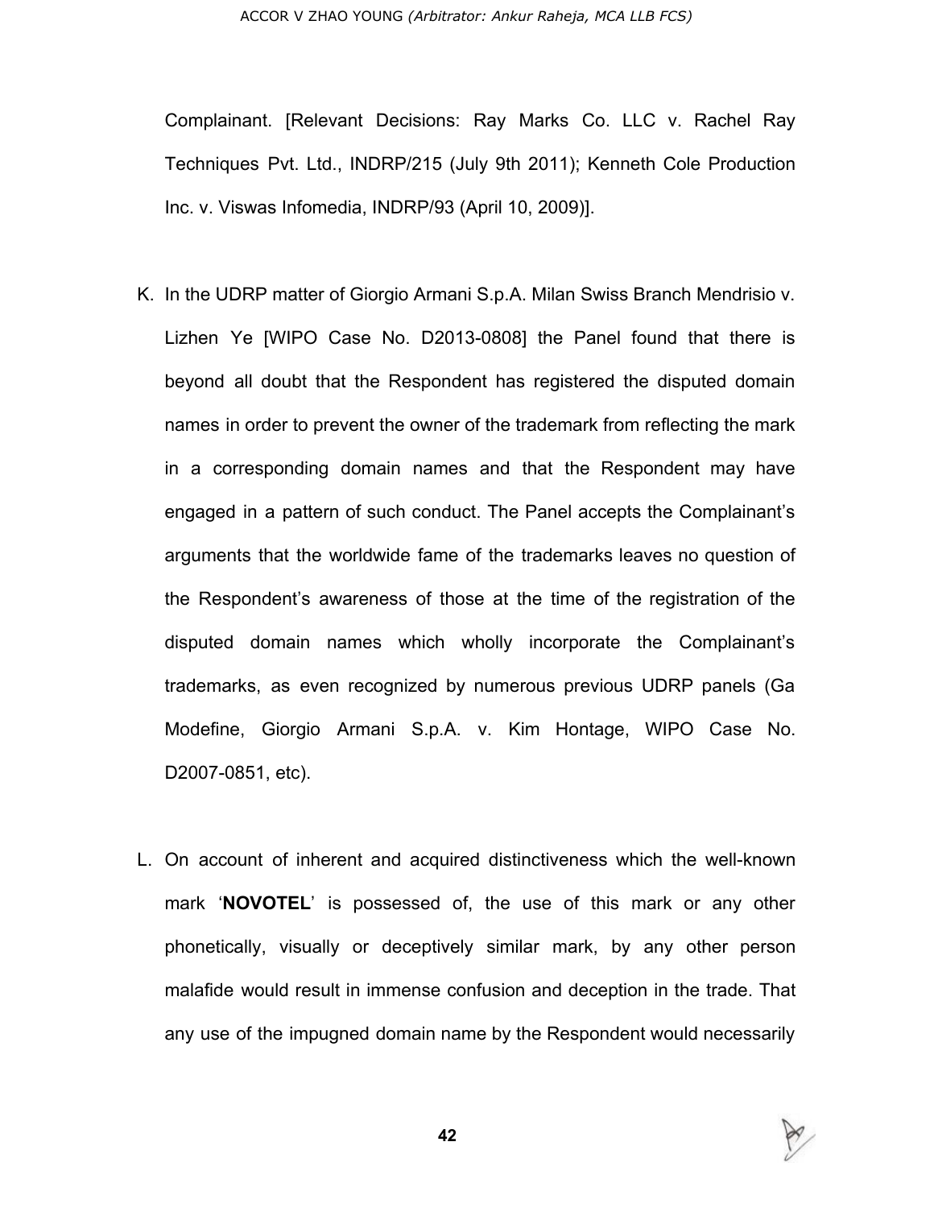Complainant. [Relevant Decisions: Ray Marks Co. LLC v. Rachel Ray Techniques Pvt. Ltd., INDRP/215 (July 9th 2011); Kenneth Cole Production Inc. v. Viswas Infomedia, INDRP/93 (April 10, 2009)].

K. In the UDRP matter of Giorgio Armani S.p.A. Milan Swiss Branch Mendrisio v. Lizhen Ye [WIPO Case No. D2013-0808] the Panel found that there is beyond all doubt that the Respondent has registered the disputed domain names in order to prevent the owner of the trademark from reflecting the mark in a corresponding domain names and that the Respondent may have engaged in a pattern of such conduct. The Panel accepts the Complainant's arguments that the worldwide fame of the trademarks leaves no question of the Respondent's awareness of those at the time of the registration of the disputed domain names which wholly incorporate the Complainant's trademarks, as even recognized by numerous previous UDRP panels (Ga Modefine, Giorgio Armani S.p.A. v. Kim Hontage, WIPO Case No. D2007-0851, etc).

L. On account of inherent and acquired distinctiveness which the well-known mark '**NOVOTEL**' is possessed of, the use of this mark or any other phonetically, visually or deceptively similar mark, by any other person malafide would result in immense confusion and deception in the trade. That any use of the impugned domain name by the Respondent would necessarily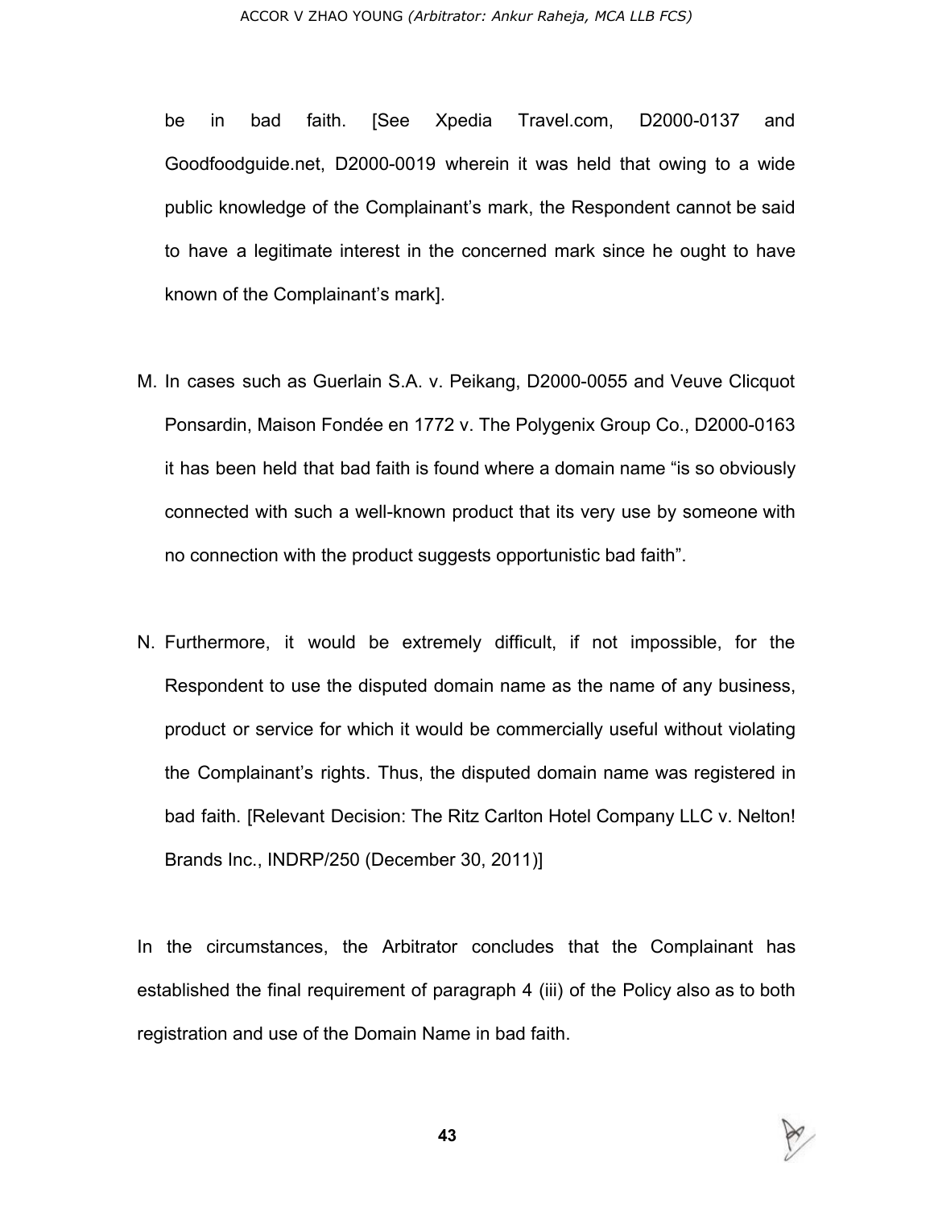be in bad faith. [See Xpedia Travel.com, D2000-0137 and Goodfoodguide.net, D2000-0019 wherein it was held that owing to a wide public knowledge of the Complainant's mark, the Respondent cannot be said to have a legitimate interest in the concerned mark since he ought to have known of the Complainant's mark].

M. In cases such as Guerlain S.A. v. Peikang, D2000-0055 and Veuve Clicquot Ponsardin, Maison Fondée en 1772 v. The Polygenix Group Co., D2000-0163 it has been held that bad faith is found where a domain name "is so obviously connected with such a well-known product that its very use by someone with no connection with the product suggests opportunistic bad faith".

N. Furthermore, it would be extremely difficult, if not impossible, for the Respondent to use the disputed domain name as the name of any business, product or service for which it would be commercially useful without violating the Complainant's rights. Thus, the disputed domain name was registered in bad faith. [Relevant Decision: The Ritz Carlton Hotel Company LLC v. Nelton! Brands Inc., INDRP/250 (December 30, 2011)]

In the circumstances, the Arbitrator concludes that the Complainant has established the final requirement of paragraph 4 (iii) of the Policy also as to both registration and use of the Domain Name in bad faith.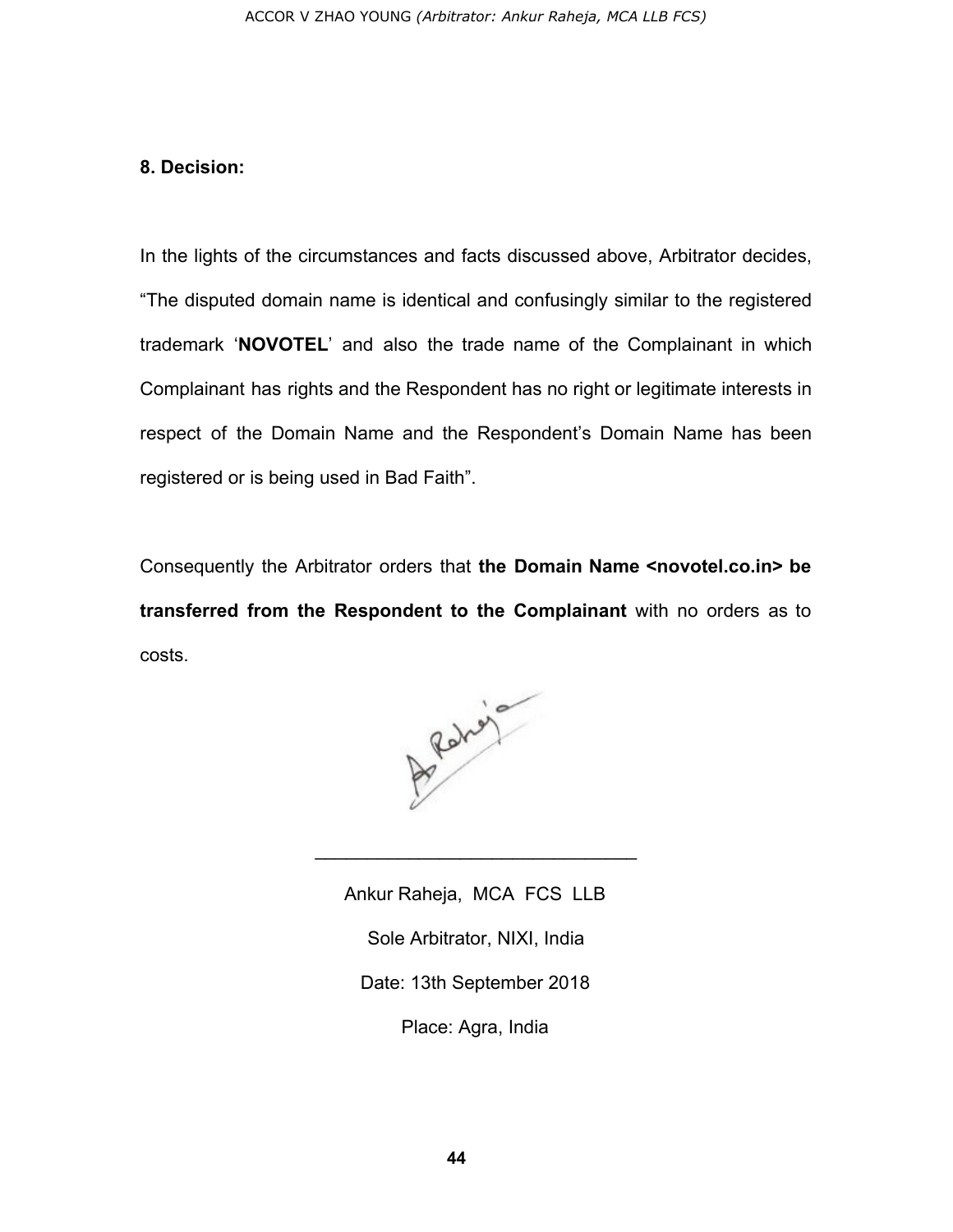## 8. Decision:

In the lights of the circumstances and facts discussed above, Arbitrator decides, "The disputed domain name is identical and confusingly similar to the registered trademark '**NOVOTEL**' and also the trade name of the Complainant in which Complainant has rights and the Respondent has no right or legitimate interests in respect of the Domain Name and the Respondent's Domain Name has been registered or is being used in Bad Faith".

Consequently the Arbitrator orders that **the Domain Name <novotel.co.in> be transferred from the Respondent to the Complainant** with no orders as to costs.

Ankur Raheja, MCA FCS LLB

Sole Arbitrator, NIXI, India

Date: 13th September 2018

Place: Agra, India